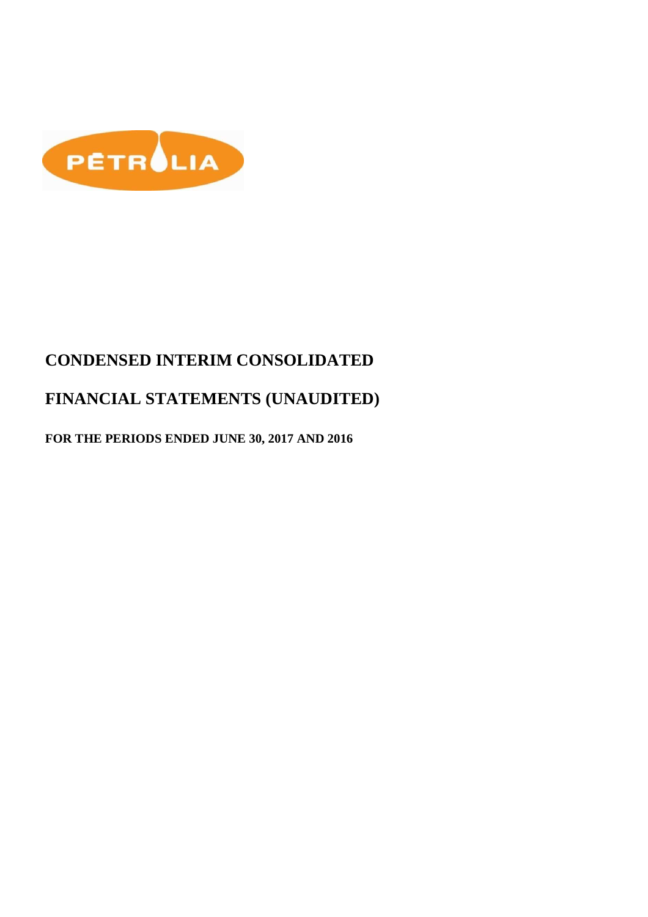PÉTROLIA

# CONDENSED INTERIM CONSOLIDATED

# FINANCIAL STATEMENTS (UNAUDITED)

**FOR THE PERIODS ENDED JUNE 30, 2017 AND 2016**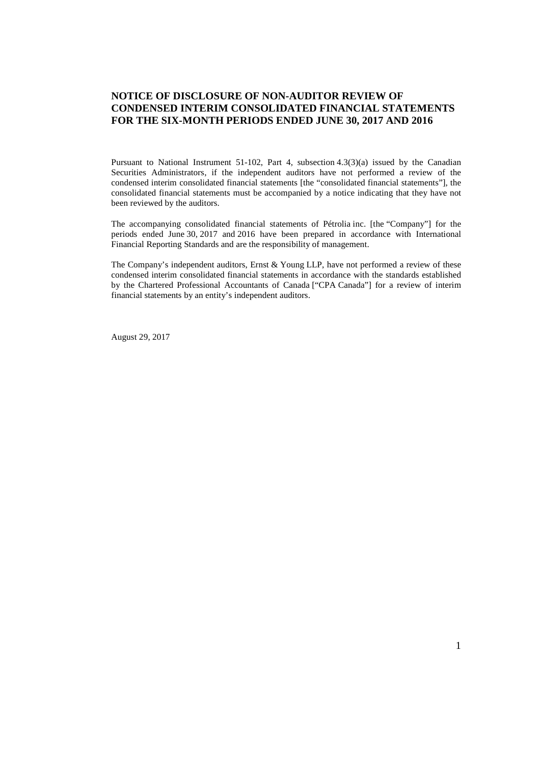# NOTICE OF DISCLOSURE OF NON-AUDITOR REVIEW OF CONDENSED INTERIM CONSOLIDATED FINANCIAL STATEMENTS FOR THE SIX-MONTH PERIODS ENDED JUNE 30, 2017 AND 2016

Pursuant to National Instrument 51-102, Part 4, subsection 4.3(3)(a) issued by the Canadian Securities Administrators, if the independent auditors have not performed a review of the condensed interim consolidated financial statements [the "consolidated financial statements"], the consolidated financial statements must be accompanied by a notice indicating that they have not been reviewed by the auditors.

The accompanying consolidated financial statements of Pétrolia inc. [the "Company"] for the periods ended June 30, 2017 and 2016 have been prepared in accordance with International Financial Reporting Standards and are the responsibility of management.

The Company's independent auditors, Ernst & Young LLP, have not performed a review of these condensed interim consolidated financial statements in accordance with the standards established by the Chartered Professional Accountants of Canada ["CPA Canada"] for a review of interim financial statements by an entity's independent auditors.

August 29, 2017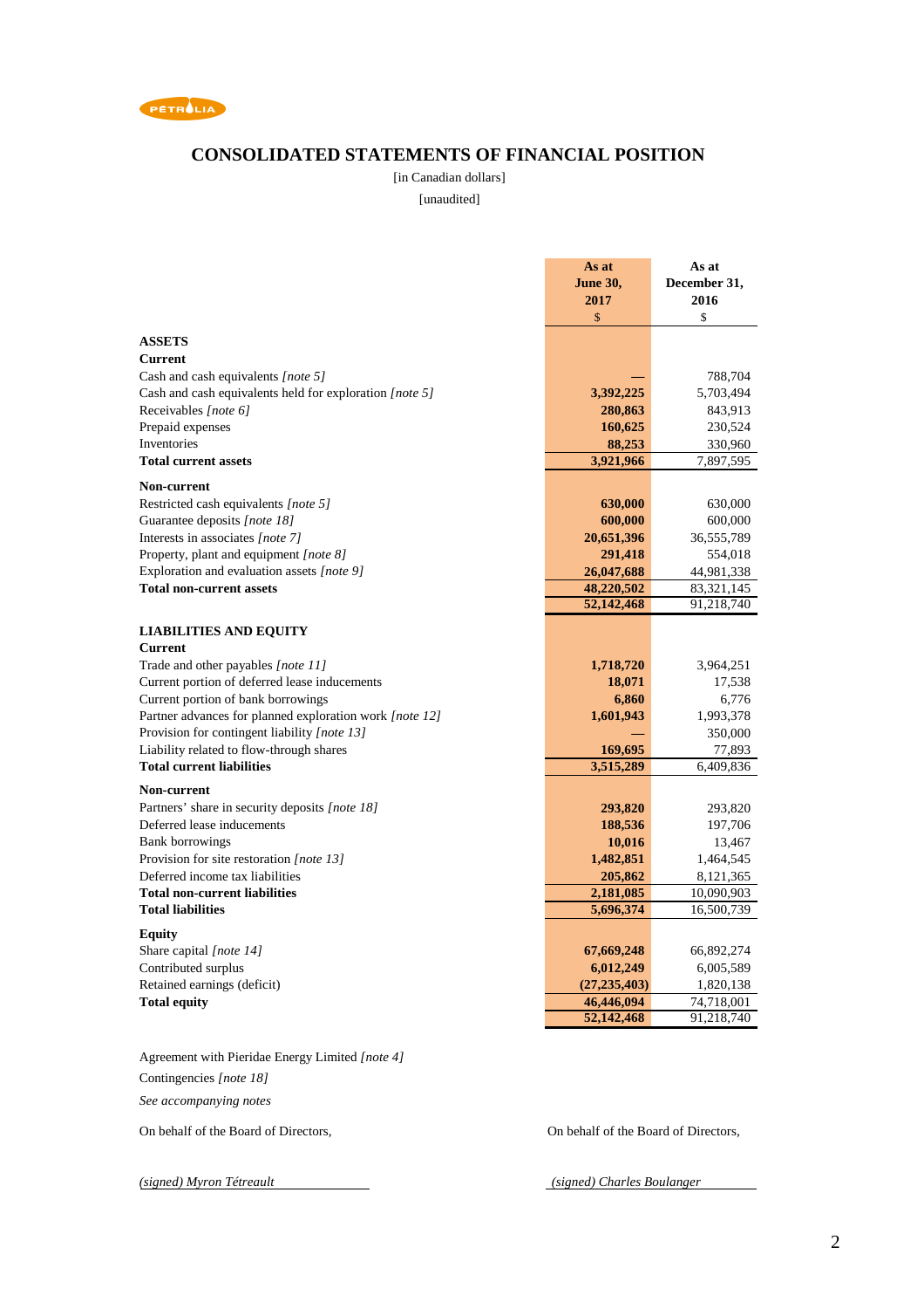PÉTROLIA

# CONSOLIDATED STATEMENTS OF FINANCIAL POSITION

[in Canadian dollars]

[unaudited]

| | As at June 30, 2017 $ | As at December 31, 2016 $ |
|---|---|---|
| **ASSETS** | | |
| **Current** | | |
| Cash and cash equivalents *[note 5]* | **—** | 788,704 |
| Cash and cash equivalents held for exploration *[note 5]* | **3,392,225** | 5,703,494 |
| Receivables *[note 6]* | **280,863** | 843,913 |
| Prepaid expenses | **160,625** | 230,524 |
| Inventories | **88,253** | 330,960 |
| **Total current assets** | **3,921,966** | 7,897,595 |
| **Non-current** | | |
| Restricted cash equivalents *[note 5]* | **630,000** | 630,000 |
| Guarantee deposits *[note 18]* | **600,000** | 600,000 |
| Interests in associates *[note 7]* | **20,651,396** | 36,555,789 |
| Property, plant and equipment *[note 8]* | **291,418** | 554,018 |
| Exploration and evaluation assets *[note 9]* | **26,047,688** | 44,981,338 |
| **Total non-current assets** | **48,220,502** | 83,321,145 |
| | **52,142,468** | 91,218,740 |
| **LIABILITIES AND EQUITY** | | |
| **Current** | | |
| Trade and other payables *[note 11]* | **1,718,720** | 3,964,251 |
| Current portion of deferred lease inducements | **18,071** | 17,538 |
| Current portion of bank borrowings | **6,860** | 6,776 |
| Partner advances for planned exploration work *[note 12]* | **1,601,943** | 1,993,378 |
| Provision for contingent liability *[note 13]* | **—** | 350,000 |
| Liability related to flow-through shares | **169,695** | 77,893 |
| **Total current liabilities** | **3,515,289** | 6,409,836 |
| **Non-current** | | |
| Partners' share in security deposits *[note 18]* | **293,820** | 293,820 |
| Deferred lease inducements | **188,536** | 197,706 |
| Bank borrowings | **10,016** | 13,467 |
| Provision for site restoration *[note 13]* | **1,482,851** | 1,464,545 |
| Deferred income tax liabilities | **205,862** | 8,121,365 |
| **Total non-current liabilities** | **2,181,085** | 10,090,903 |
| **Total liabilities** | **5,696,374** | 16,500,739 |
| **Equity** | | |
| Share capital *[note 14]* | **67,669,248** | 66,892,274 |
| Contributed surplus | **6,012,249** | 6,005,589 |
| Retained earnings (deficit) | **(27,235,403)** | 1,820,138 |
| **Total equity** | **46,446,094** | 74,718,001 |
| | **52,142,468** | 91,218,740 |

Agreement with Pieridae Energy Limited *[note 4]*

Contingencies *[note 18]*

*See accompanying notes*

On behalf of the Board of Directors,

*(signed) Myron Tétreault*

On behalf of the Board of Directors,

*(signed) Charles Boulanger*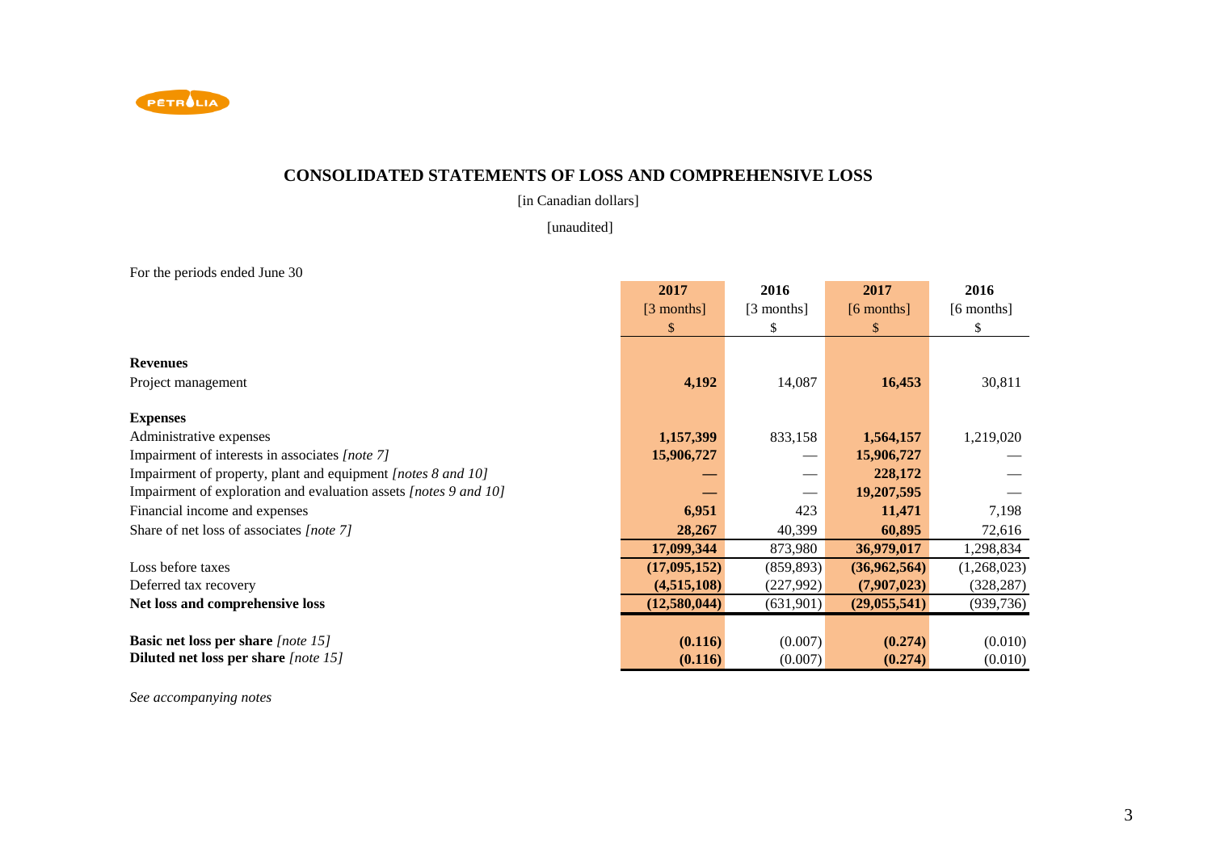PÉTROLIA

# CONSOLIDATED STATEMENTS OF LOSS AND COMPREHENSIVE LOSS

[in Canadian dollars]

[unaudited]

For the periods ended June 30

| | 2017 [3 months] $ | 2016 [3 months] $ | 2017 [6 months] $ | 2016 [6 months] $ |
|---|---|---|---|---|
| **Revenues** | | | | |
| Project management | **4,192** | 14,087 | **16,453** | 30,811 |
| **Expenses** | | | | |
| Administrative expenses | **1,157,399** | 833,158 | **1,564,157** | 1,219,020 |
| Impairment of interests in associates *[note 7]* | **15,906,727** | — | **15,906,727** | — |
| Impairment of property, plant and equipment *[notes 8 and 10]* | **—** | — | **228,172** | — |
| Impairment of exploration and evaluation assets *[notes 9 and 10]* | **—** | — | **19,207,595** | — |
| Financial income and expenses | **6,951** | 423 | **11,471** | 7,198 |
| Share of net loss of associates *[note 7]* | **28,267** | 40,399 | **60,895** | 72,616 |
| | **17,099,344** | 873,980 | **36,979,017** | 1,298,834 |
| Loss before taxes | **(17,095,152)** | (859,893) | **(36,962,564)** | (1,268,023) |
| Deferred tax recovery | **(4,515,108)** | (227,992) | **(7,907,023)** | (328,287) |
| **Net loss and comprehensive loss** | **(12,580,044)** | (631,901) | **(29,055,541)** | (939,736) |
| **Basic net loss per share** *[note 15]* | **(0.116)** | (0.007) | **(0.274)** | (0.010) |
| **Diluted net loss per share** *[note 15]* | **(0.116)** | (0.007) | **(0.274)** | (0.010) |

*See accompanying notes*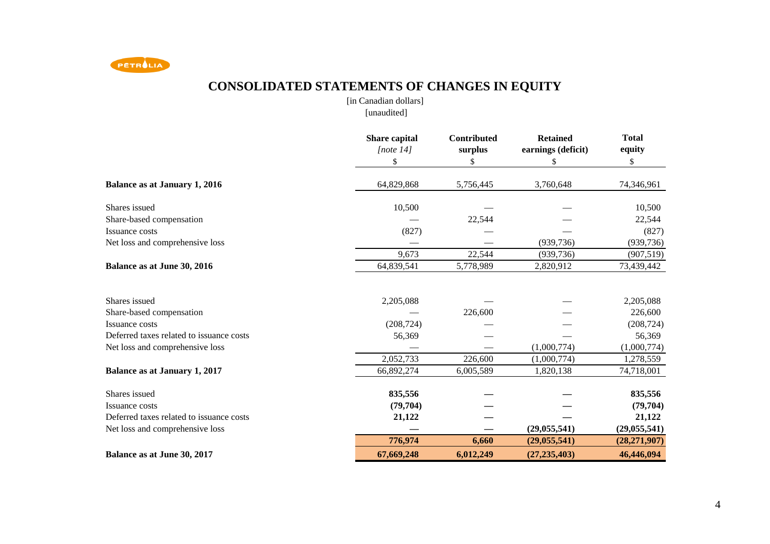# CONSOLIDATED STATEMENTS OF CHANGES IN EQUITY

[in Canadian dollars]
[unaudited]

| | Share capital *[note 14]* $ | Contributed surplus $ | Retained earnings (deficit) $ | Total equity $ |
|---|---|---|---|---|
| **Balance as at January 1, 2016** | 64,829,868 | 5,756,445 | 3,760,648 | 74,346,961 |
| Shares issued | 10,500 | — | — | 10,500 |
| Share-based compensation | — | 22,544 | — | 22,544 |
| Issuance costs | (827) | — | — | (827) |
| Net loss and comprehensive loss | — | — | (939,736) | (939,736) |
| | 9,673 | 22,544 | (939,736) | (907,519) |
| **Balance as at June 30, 2016** | 64,839,541 | 5,778,989 | 2,820,912 | 73,439,442 |
| Shares issued | 2,205,088 | — | — | 2,205,088 |
| Share-based compensation | — | 226,600 | — | 226,600 |
| Issuance costs | (208,724) | — | — | (208,724) |
| Deferred taxes related to issuance costs | 56,369 | — | — | 56,369 |
| Net loss and comprehensive loss | — | — | (1,000,774) | (1,000,774) |
| | 2,052,733 | 226,600 | (1,000,774) | 1,278,559 |
| **Balance as at January 1, 2017** | 66,892,274 | 6,005,589 | 1,820,138 | 74,718,001 |
| Shares issued | **835,556** | **—** | **—** | **835,556** |
| Issuance costs | **(79,704)** | **—** | **—** | **(79,704)** |
| Deferred taxes related to issuance costs | **21,122** | **—** | **—** | **21,122** |
| Net loss and comprehensive loss | **—** | **—** | **(29,055,541)** | **(29,055,541)** |
| | **776,974** | **6,660** | **(29,055,541)** | **(28,271,907)** |
| **Balance as at June 30, 2017** | **67,669,248** | **6,012,249** | **(27,235,403)** | **46,446,094** |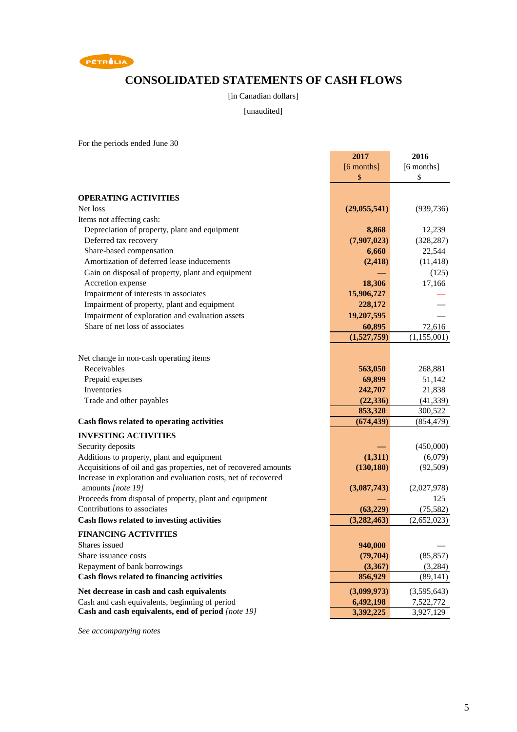# CONSOLIDATED STATEMENTS OF CASH FLOWS

[in Canadian dollars]

[unaudited]

For the periods ended June 30

| | 2017 [6 months] $ | 2016 [6 months] $ |
|---|---|---|
| **OPERATING ACTIVITIES** | | |
| Net loss | **(29,055,541)** | (939,736) |
| Items not affecting cash: | | |
| Depreciation of property, plant and equipment | **8,868** | 12,239 |
| Deferred tax recovery | **(7,907,023)** | (328,287) |
| Share-based compensation | **6,660** | 22,544 |
| Amortization of deferred lease inducements | **(2,418)** | (11,418) |
| Gain on disposal of property, plant and equipment | **—** | (125) |
| Accretion expense | **18,306** | 17,166 |
| Impairment of interests in associates | **15,906,727** | — |
| Impairment of property, plant and equipment | **228,172** | — |
| Impairment of exploration and evaluation assets | **19,207,595** | — |
| Share of net loss of associates | **60,895** | 72,616 |
| | **(1,527,759)** | (1,155,001) |
| Net change in non-cash operating items | | |
| Receivables | **563,050** | 268,881 |
| Prepaid expenses | **69,899** | 51,142 |
| Inventories | **242,707** | 21,838 |
| Trade and other payables | **(22,336)** | (41,339) |
| | **853,320** | 300,522 |
| **Cash flows related to operating activities** | **(674,439)** | (854,479) |
| **INVESTING ACTIVITIES** | | |
| Security deposits | **—** | (450,000) |
| Additions to property, plant and equipment | **(1,311)** | (6,079) |
| Acquisitions of oil and gas properties, net of recovered amounts | **(130,180)** | (92,509) |
| Increase in exploration and evaluation costs, net of recovered amounts *[note 19]* | **(3,087,743)** | (2,027,978) |
| Proceeds from disposal of property, plant and equipment | **—** | 125 |
| Contributions to associates | **(63,229)** | (75,582) |
| **Cash flows related to investing activities** | **(3,282,463)** | (2,652,023) |
| **FINANCING ACTIVITIES** | | |
| Shares issued | **940,000** | — |
| Share issuance costs | **(79,704)** | (85,857) |
| Repayment of bank borrowings | **(3,367)** | (3,284) |
| **Cash flows related to financing activities** | **856,929** | (89,141) |
| **Net decrease in cash and cash equivalents** | **(3,099,973)** | (3,595,643) |
| Cash and cash equivalents, beginning of period | **6,492,198** | 7,522,772 |
| **Cash and cash equivalents, end of period** *[note 19]* | **3,392,225** | 3,927,129 |

*See accompanying notes*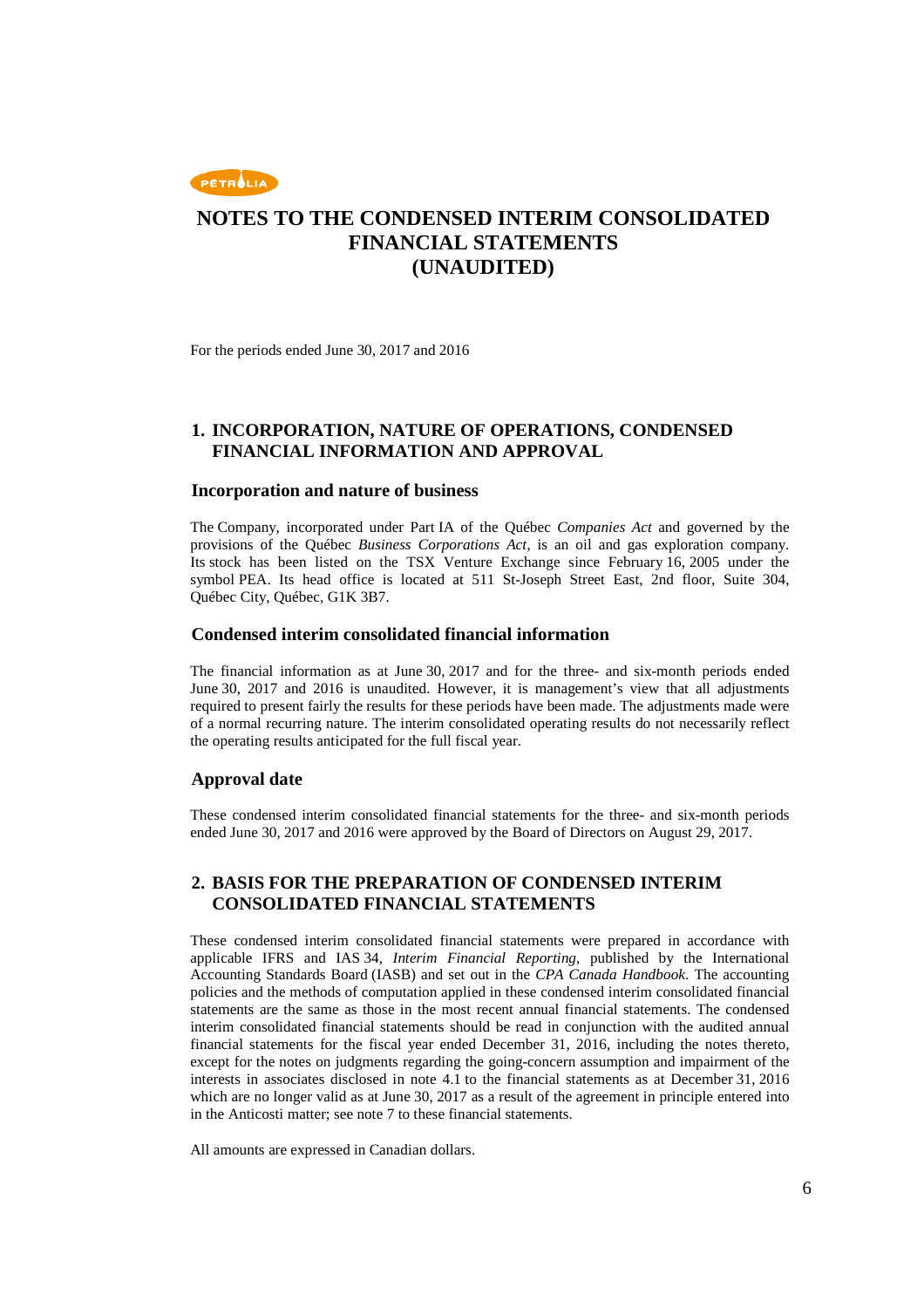# NOTES TO THE CONDENSED INTERIM CONSOLIDATED FINANCIAL STATEMENTS (UNAUDITED)

For the periods ended June 30, 2017 and 2016

## 1. INCORPORATION, NATURE OF OPERATIONS, CONDENSED FINANCIAL INFORMATION AND APPROVAL

### Incorporation and nature of business

The Company, incorporated under Part IA of the Québec *Companies Act* and governed by the provisions of the Québec *Business Corporations Act*, is an oil and gas exploration company. Its stock has been listed on the TSX Venture Exchange since February 16, 2005 under the symbol PEA. Its head office is located at 511 St-Joseph Street East, 2nd floor, Suite 304, Québec City, Québec, G1K 3B7.

### Condensed interim consolidated financial information

The financial information as at June 30, 2017 and for the three- and six-month periods ended June 30, 2017 and 2016 is unaudited. However, it is management's view that all adjustments required to present fairly the results for these periods have been made. The adjustments made were of a normal recurring nature. The interim consolidated operating results do not necessarily reflect the operating results anticipated for the full fiscal year.

### Approval date

These condensed interim consolidated financial statements for the three- and six-month periods ended June 30, 2017 and 2016 were approved by the Board of Directors on August 29, 2017.

## 2. BASIS FOR THE PREPARATION OF CONDENSED INTERIM CONSOLIDATED FINANCIAL STATEMENTS

These condensed interim consolidated financial statements were prepared in accordance with applicable IFRS and IAS 34, *Interim Financial Reporting*, published by the International Accounting Standards Board (IASB) and set out in the *CPA Canada Handbook*. The accounting policies and the methods of computation applied in these condensed interim consolidated financial statements are the same as those in the most recent annual financial statements. The condensed interim consolidated financial statements should be read in conjunction with the audited annual financial statements for the fiscal year ended December 31, 2016, including the notes thereto, except for the notes on judgments regarding the going-concern assumption and impairment of the interests in associates disclosed in note 4.1 to the financial statements as at December 31, 2016 which are no longer valid as at June 30, 2017 as a result of the agreement in principle entered into in the Anticosti matter; see note 7 to these financial statements.

All amounts are expressed in Canadian dollars.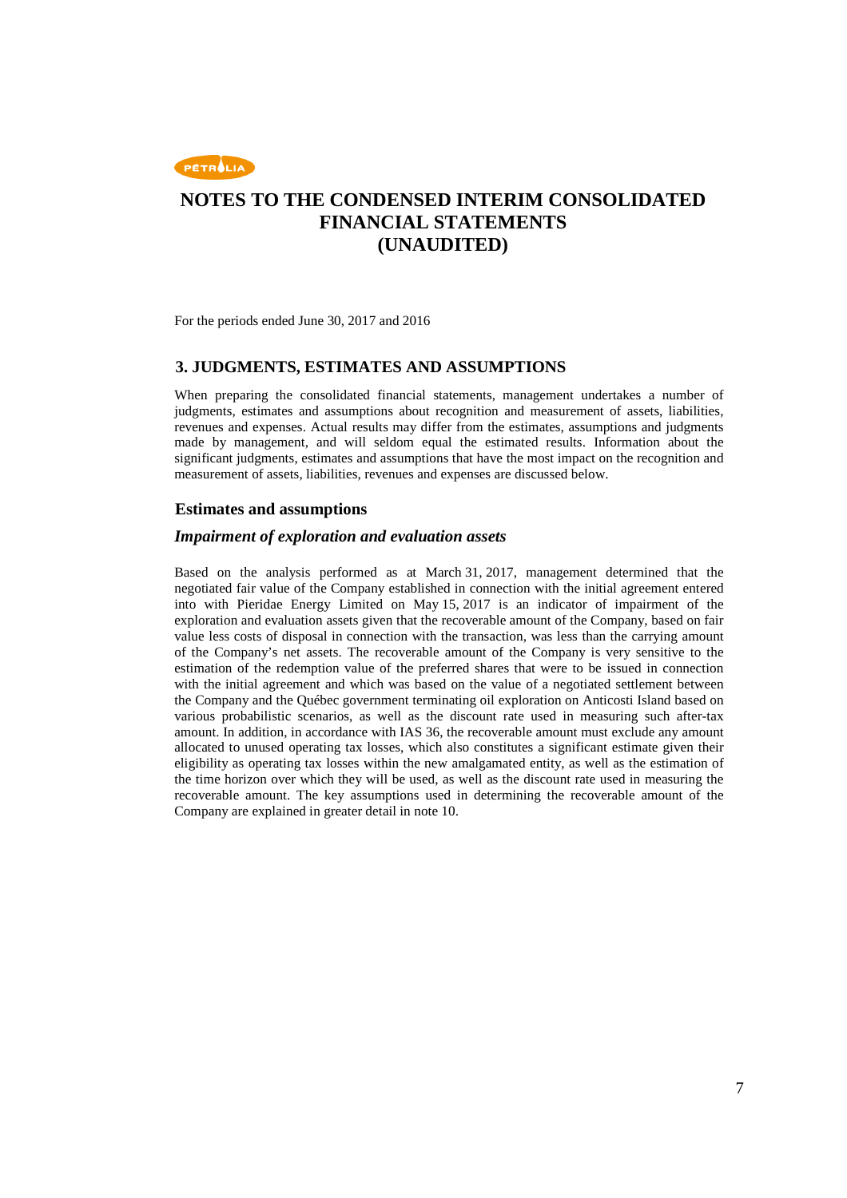# NOTES TO THE CONDENSED INTERIM CONSOLIDATED FINANCIAL STATEMENTS (UNAUDITED)

For the periods ended June 30, 2017 and 2016

## 3. JUDGMENTS, ESTIMATES AND ASSUMPTIONS

When preparing the consolidated financial statements, management undertakes a number of judgments, estimates and assumptions about recognition and measurement of assets, liabilities, revenues and expenses. Actual results may differ from the estimates, assumptions and judgments made by management, and will seldom equal the estimated results. Information about the significant judgments, estimates and assumptions that have the most impact on the recognition and measurement of assets, liabilities, revenues and expenses are discussed below.

### Estimates and assumptions

#### *Impairment of exploration and evaluation assets*

Based on the analysis performed as at March 31, 2017, management determined that the negotiated fair value of the Company established in connection with the initial agreement entered into with Pieridae Energy Limited on May 15, 2017 is an indicator of impairment of the exploration and evaluation assets given that the recoverable amount of the Company, based on fair value less costs of disposal in connection with the transaction, was less than the carrying amount of the Company's net assets. The recoverable amount of the Company is very sensitive to the estimation of the redemption value of the preferred shares that were to be issued in connection with the initial agreement and which was based on the value of a negotiated settlement between the Company and the Québec government terminating oil exploration on Anticosti Island based on various probabilistic scenarios, as well as the discount rate used in measuring such after-tax amount. In addition, in accordance with IAS 36, the recoverable amount must exclude any amount allocated to unused operating tax losses, which also constitutes a significant estimate given their eligibility as operating tax losses within the new amalgamated entity, as well as the estimation of the time horizon over which they will be used, as well as the discount rate used in measuring the recoverable amount. The key assumptions used in determining the recoverable amount of the Company are explained in greater detail in note 10.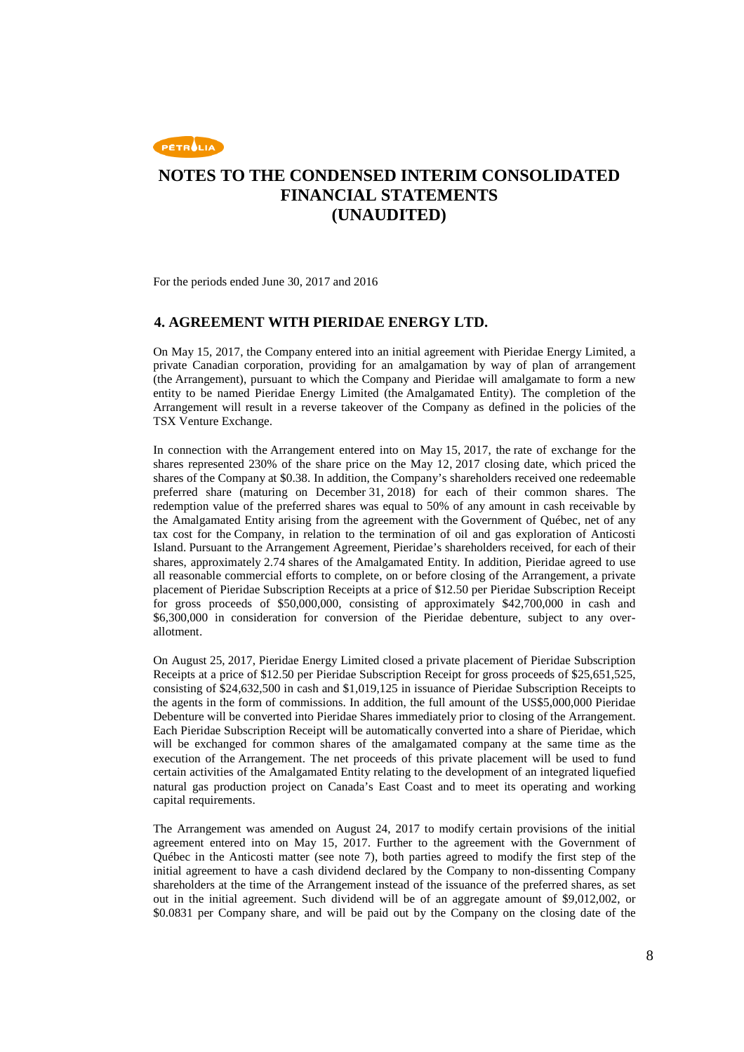# NOTES TO THE CONDENSED INTERIM CONSOLIDATED FINANCIAL STATEMENTS (UNAUDITED)

For the periods ended June 30, 2017 and 2016

## 4. AGREEMENT WITH PIERIDAE ENERGY LTD.

On May 15, 2017, the Company entered into an initial agreement with Pieridae Energy Limited, a private Canadian corporation, providing for an amalgamation by way of plan of arrangement (the Arrangement), pursuant to which the Company and Pieridae will amalgamate to form a new entity to be named Pieridae Energy Limited (the Amalgamated Entity). The completion of the Arrangement will result in a reverse takeover of the Company as defined in the policies of the TSX Venture Exchange.

In connection with the Arrangement entered into on May 15, 2017, the rate of exchange for the shares represented 230% of the share price on the May 12, 2017 closing date, which priced the shares of the Company at $0.38. In addition, the Company's shareholders received one redeemable preferred share (maturing on December 31, 2018) for each of their common shares. The redemption value of the preferred shares was equal to 50% of any amount in cash receivable by the Amalgamated Entity arising from the agreement with the Government of Québec, net of any tax cost for the Company, in relation to the termination of oil and gas exploration of Anticosti Island. Pursuant to the Arrangement Agreement, Pieridae's shareholders received, for each of their shares, approximately 2.74 shares of the Amalgamated Entity. In addition, Pieridae agreed to use all reasonable commercial efforts to complete, on or before closing of the Arrangement, a private placement of Pieridae Subscription Receipts at a price of $12.50 per Pieridae Subscription Receipt for gross proceeds of $50,000,000, consisting of approximately $42,700,000 in cash and $6,300,000 in consideration for conversion of the Pieridae debenture, subject to any over-allotment.

On August 25, 2017, Pieridae Energy Limited closed a private placement of Pieridae Subscription Receipts at a price of $12.50 per Pieridae Subscription Receipt for gross proceeds of $25,651,525, consisting of $24,632,500 in cash and $1,019,125 in issuance of Pieridae Subscription Receipts to the agents in the form of commissions. In addition, the full amount of the US$5,000,000 Pieridae Debenture will be converted into Pieridae Shares immediately prior to closing of the Arrangement. Each Pieridae Subscription Receipt will be automatically converted into a share of Pieridae, which will be exchanged for common shares of the amalgamated company at the same time as the execution of the Arrangement. The net proceeds of this private placement will be used to fund certain activities of the Amalgamated Entity relating to the development of an integrated liquefied natural gas production project on Canada's East Coast and to meet its operating and working capital requirements.

The Arrangement was amended on August 24, 2017 to modify certain provisions of the initial agreement entered into on May 15, 2017. Further to the agreement with the Government of Québec in the Anticosti matter (see note 7), both parties agreed to modify the first step of the initial agreement to have a cash dividend declared by the Company to non-dissenting Company shareholders at the time of the Arrangement instead of the issuance of the preferred shares, as set out in the initial agreement. Such dividend will be of an aggregate amount of $9,012,002, or $0.0831 per Company share, and will be paid out by the Company on the closing date of the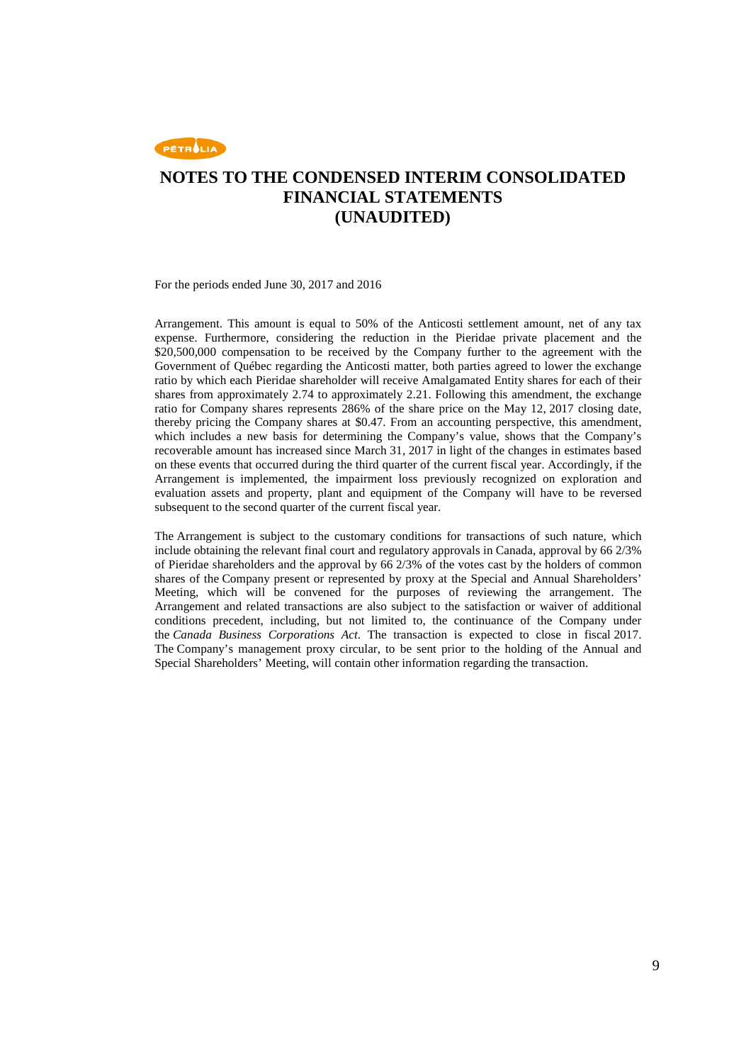Arrangement. This amount is equal to 50% of the Anticosti settlement amount, net of any tax expense. Furthermore, considering the reduction in the Pieridae private placement and the $20,500,000 compensation to be received by the Company further to the agreement with the Government of Québec regarding the Anticosti matter, both parties agreed to lower the exchange ratio by which each Pieridae shareholder will receive Amalgamated Entity shares for each of their shares from approximately 2.74 to approximately 2.21. Following this amendment, the exchange ratio for Company shares represents 286% of the share price on the May 12, 2017 closing date, thereby pricing the Company shares at $0.47. From an accounting perspective, this amendment, which includes a new basis for determining the Company's value, shows that the Company's recoverable amount has increased since March 31, 2017 in light of the changes in estimates based on these events that occurred during the third quarter of the current fiscal year. Accordingly, if the Arrangement is implemented, the impairment loss previously recognized on exploration and evaluation assets and property, plant and equipment of the Company will have to be reversed subsequent to the second quarter of the current fiscal year.

The Arrangement is subject to the customary conditions for transactions of such nature, which include obtaining the relevant final court and regulatory approvals in Canada, approval by 66 2/3% of Pieridae shareholders and the approval by 66 2/3% of the votes cast by the holders of common shares of the Company present or represented by proxy at the Special and Annual Shareholders' Meeting, which will be convened for the purposes of reviewing the arrangement. The Arrangement and related transactions are also subject to the satisfaction or waiver of additional conditions precedent, including, but not limited to, the continuance of the Company under the *Canada Business Corporations Act*. The transaction is expected to close in fiscal 2017. The Company's management proxy circular, to be sent prior to the holding of the Annual and Special Shareholders' Meeting, will contain other information regarding the transaction.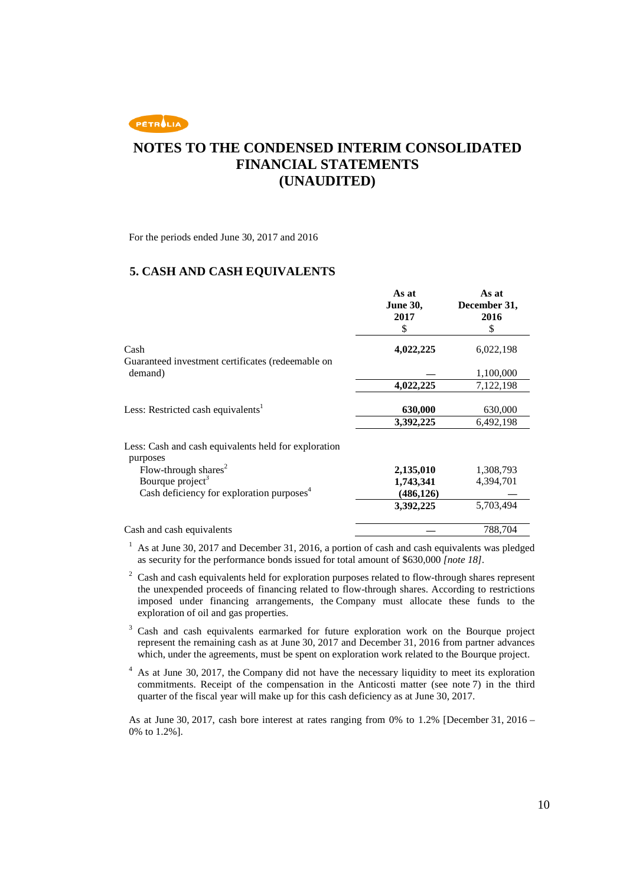# NOTES TO THE CONDENSED INTERIM CONSOLIDATED FINANCIAL STATEMENTS (UNAUDITED)

For the periods ended June 30, 2017 and 2016

## 5. CASH AND CASH EQUIVALENTS

| | As at June 30, 2017 $ | As at December 31, 2016 $ |
|---|---|---|
| Cash | **4,022,225** | 6,022,198 |
| Guaranteed investment certificates (redeemable on demand) | **—** | 1,100,000 |
| | **4,022,225** | 7,122,198 |
| Less: Restricted cash equivalents[1] | **630,000** | 630,000 |
| | **3,392,225** | 6,492,198 |
| Less: Cash and cash equivalents held for exploration purposes | | |
| Flow-through shares[2] | **2,135,010** | 1,308,793 |
| Bourque project[3] | **1,743,341** | 4,394,701 |
| Cash deficiency for exploration purposes[4] | **(486,126)** | — |
| | **3,392,225** | 5,703,494 |
| Cash and cash equivalents | **—** | 788,704 |

[1] As at June 30, 2017 and December 31, 2016, a portion of cash and cash equivalents was pledged as security for the performance bonds issued for total amount of $630,000 *[note 18]*.

[2] Cash and cash equivalents held for exploration purposes related to flow-through shares represent the unexpended proceeds of financing related to flow-through shares. According to restrictions imposed under financing arrangements, the Company must allocate these funds to the exploration of oil and gas properties.

[3] Cash and cash equivalents earmarked for future exploration work on the Bourque project represent the remaining cash as at June 30, 2017 and December 31, 2016 from partner advances which, under the agreements, must be spent on exploration work related to the Bourque project.

[4] As at June 30, 2017, the Company did not have the necessary liquidity to meet its exploration commitments. Receipt of the compensation in the Anticosti matter (see note 7) in the third quarter of the fiscal year will make up for this cash deficiency as at June 30, 2017.

As at June 30, 2017, cash bore interest at rates ranging from 0% to 1.2% [December 31, 2016 – 0% to 1.2%].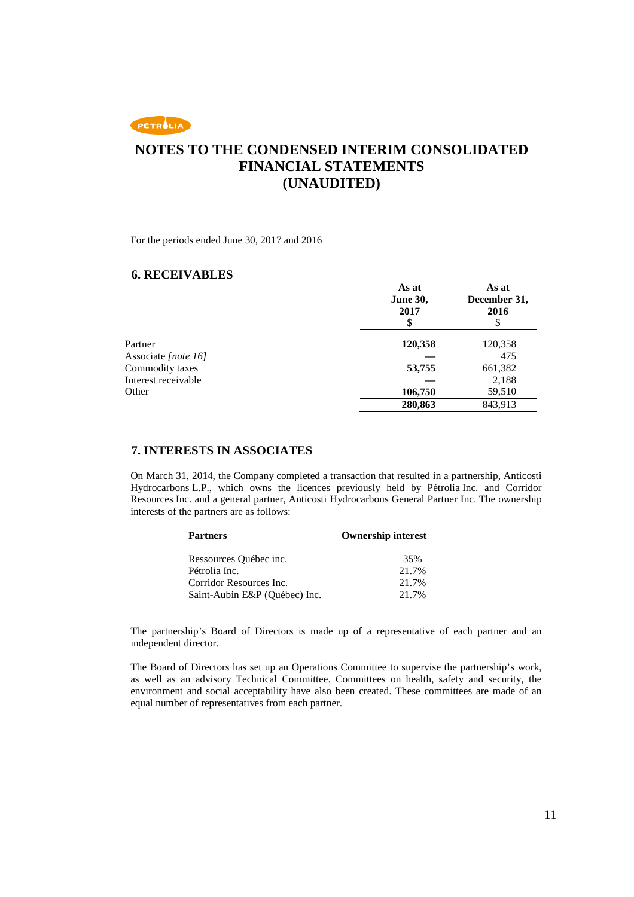# NOTES TO THE CONDENSED INTERIM CONSOLIDATED FINANCIAL STATEMENTS (UNAUDITED)

For the periods ended June 30, 2017 and 2016

## 6. RECEIVABLES

| | As at June 30, 2017 $ | As at December 31, 2016 $ |
|---|---|---|
| Partner | **120,358** | 120,358 |
| Associate *[note 16]* | **—** | 475 |
| Commodity taxes | **53,755** | 661,382 |
| Interest receivable | **—** | 2,188 |
| Other | **106,750** | 59,510 |
| | **280,863** | 843,913 |

## 7. INTERESTS IN ASSOCIATES

On March 31, 2014, the Company completed a transaction that resulted in a partnership, Anticosti Hydrocarbons L.P., which owns the licences previously held by Pétrolia Inc. and Corridor Resources Inc. and a general partner, Anticosti Hydrocarbons General Partner Inc. The ownership interests of the partners are as follows:

| Partners | Ownership interest |
|---|---|
| Ressources Québec inc. | 35% |
| Pétrolia Inc. | 21.7% |
| Corridor Resources Inc. | 21.7% |
| Saint-Aubin E&P (Québec) Inc. | 21.7% |

The partnership's Board of Directors is made up of a representative of each partner and an independent director.

The Board of Directors has set up an Operations Committee to supervise the partnership's work, as well as an advisory Technical Committee. Committees on health, safety and security, the environment and social acceptability have also been created. These committees are made of an equal number of representatives from each partner.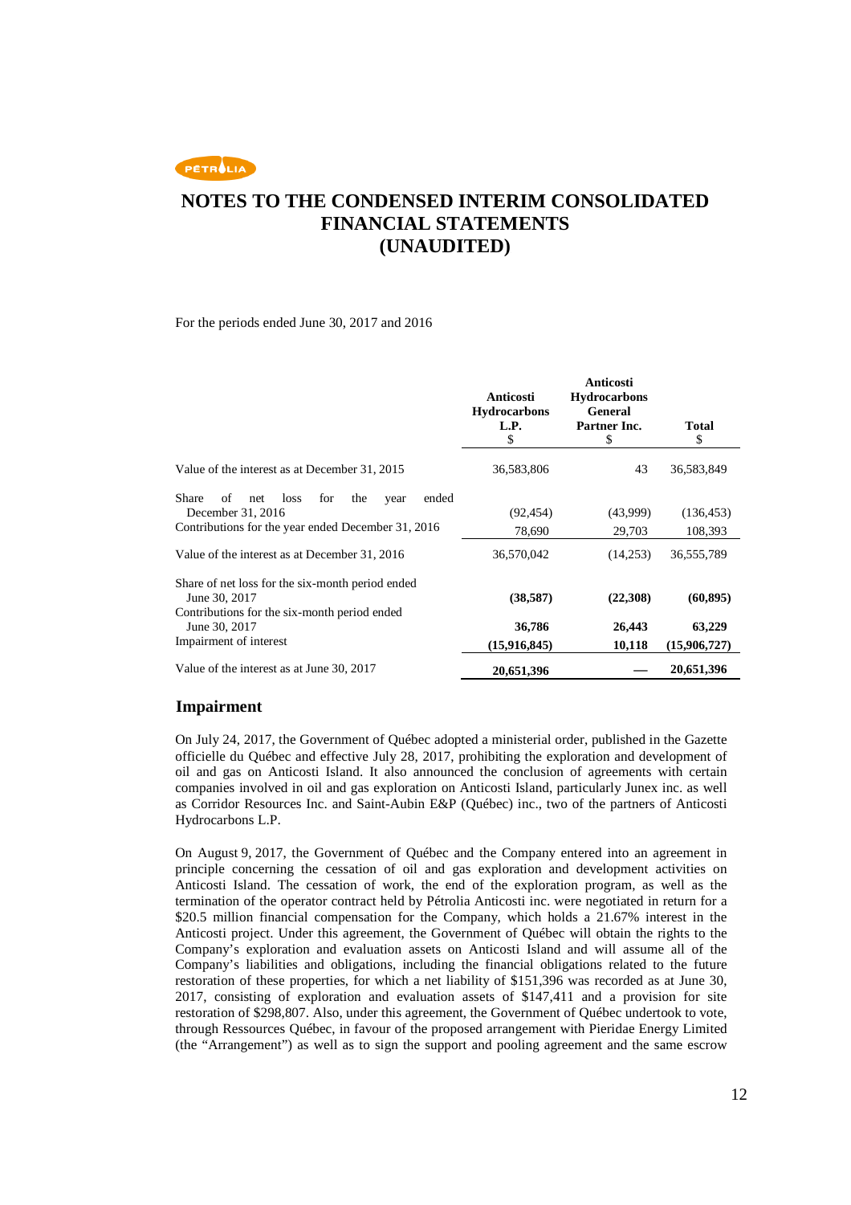# NOTES TO THE CONDENSED INTERIM CONSOLIDATED FINANCIAL STATEMENTS (UNAUDITED)

For the periods ended June 30, 2017 and 2016

| | Anticosti Hydrocarbons L.P. $ | Anticosti Hydrocarbons General Partner Inc. $ | Total $ |
|---|---|---|---|
| Value of the interest as at December 31, 2015 | 36,583,806 | 43 | 36,583,849 |
| Share of net loss for the year ended December 31, 2016 | (92,454) | (43,999) | (136,453) |
| Contributions for the year ended December 31, 2016 | 78,690 | 29,703 | 108,393 |
| Value of the interest as at December 31, 2016 | 36,570,042 | (14,253) | 36,555,789 |
| Share of net loss for the six-month period ended June 30, 2017 | **(38,587)** | **(22,308)** | **(60,895)** |
| Contributions for the six-month period ended June 30, 2017 | **36,786** | **26,443** | **63,229** |
| Impairment of interest | **(15,916,845)** | **10,118** | **(15,906,727)** |
| Value of the interest as at June 30, 2017 | **20,651,396** | **—** | **20,651,396** |

## Impairment

On July 24, 2017, the Government of Québec adopted a ministerial order, published in the Gazette officielle du Québec and effective July 28, 2017, prohibiting the exploration and development of oil and gas on Anticosti Island. It also announced the conclusion of agreements with certain companies involved in oil and gas exploration on Anticosti Island, particularly Junex inc. as well as Corridor Resources Inc. and Saint-Aubin E&P (Québec) inc., two of the partners of Anticosti Hydrocarbons L.P.

On August 9, 2017, the Government of Québec and the Company entered into an agreement in principle concerning the cessation of oil and gas exploration and development activities on Anticosti Island. The cessation of work, the end of the exploration program, as well as the termination of the operator contract held by Pétrolia Anticosti inc. were negotiated in return for a $20.5 million financial compensation for the Company, which holds a 21.67% interest in the Anticosti project. Under this agreement, the Government of Québec will obtain the rights to the Company's exploration and evaluation assets on Anticosti Island and will assume all of the Company's liabilities and obligations, including the financial obligations related to the future restoration of these properties, for which a net liability of $151,396 was recorded as at June 30, 2017, consisting of exploration and evaluation assets of $147,411 and a provision for site restoration of $298,807. Also, under this agreement, the Government of Québec undertook to vote, through Ressources Québec, in favour of the proposed arrangement with Pieridae Energy Limited (the "Arrangement") as well as to sign the support and pooling agreement and the same escrow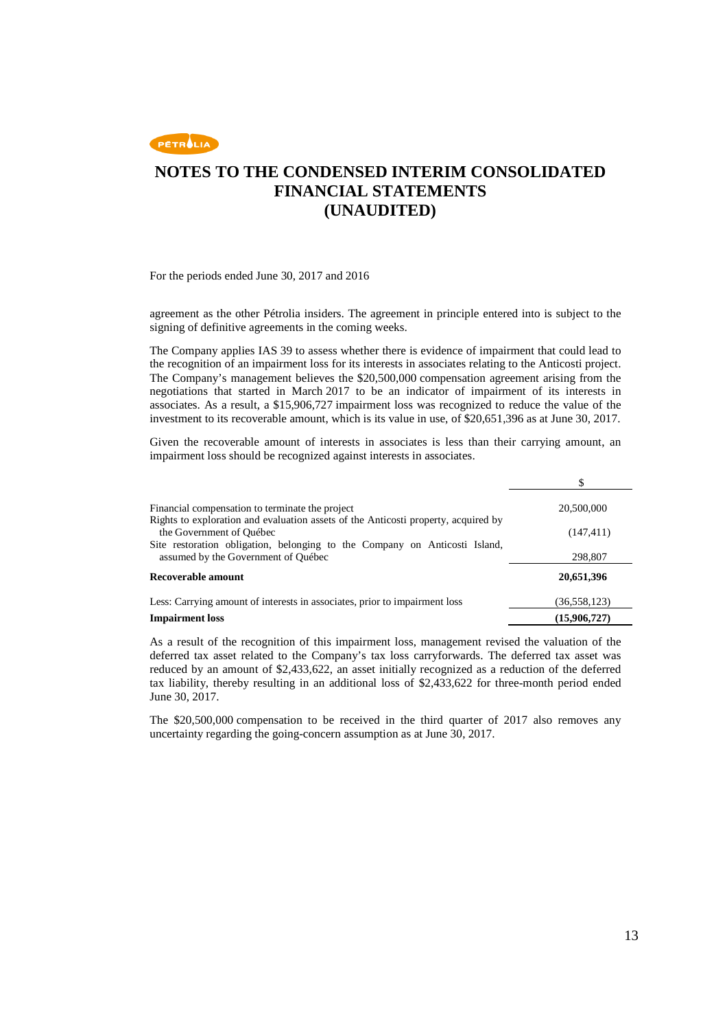# NOTES TO THE CONDENSED INTERIM CONSOLIDATED FINANCIAL STATEMENTS (UNAUDITED)

For the periods ended June 30, 2017 and 2016

agreement as the other Pétrolia insiders. The agreement in principle entered into is subject to the signing of definitive agreements in the coming weeks.

The Company applies IAS 39 to assess whether there is evidence of impairment that could lead to the recognition of an impairment loss for its interests in associates relating to the Anticosti project. The Company's management believes the $20,500,000 compensation agreement arising from the negotiations that started in March 2017 to be an indicator of impairment of its interests in associates. As a result, a $15,906,727 impairment loss was recognized to reduce the value of the investment to its recoverable amount, which is its value in use, of $20,651,396 as at June 30, 2017.

Given the recoverable amount of interests in associates is less than their carrying amount, an impairment loss should be recognized against interests in associates.

| | $ |
|---|---|
| Financial compensation to terminate the project | 20,500,000 |
| Rights to exploration and evaluation assets of the Anticosti property, acquired by the Government of Québec | (147,411) |
| Site restoration obligation, belonging to the Company on Anticosti Island, assumed by the Government of Québec | 298,807 |
| **Recoverable amount** | **20,651,396** |
| Less: Carrying amount of interests in associates, prior to impairment loss | (36,558,123) |
| **Impairment loss** | **(15,906,727)** |

As a result of the recognition of this impairment loss, management revised the valuation of the deferred tax asset related to the Company's tax loss carryforwards. The deferred tax asset was reduced by an amount of $2,433,622, an asset initially recognized as a reduction of the deferred tax liability, thereby resulting in an additional loss of $2,433,622 for three-month period ended June 30, 2017.

The $20,500,000 compensation to be received in the third quarter of 2017 also removes any uncertainty regarding the going-concern assumption as at June 30, 2017.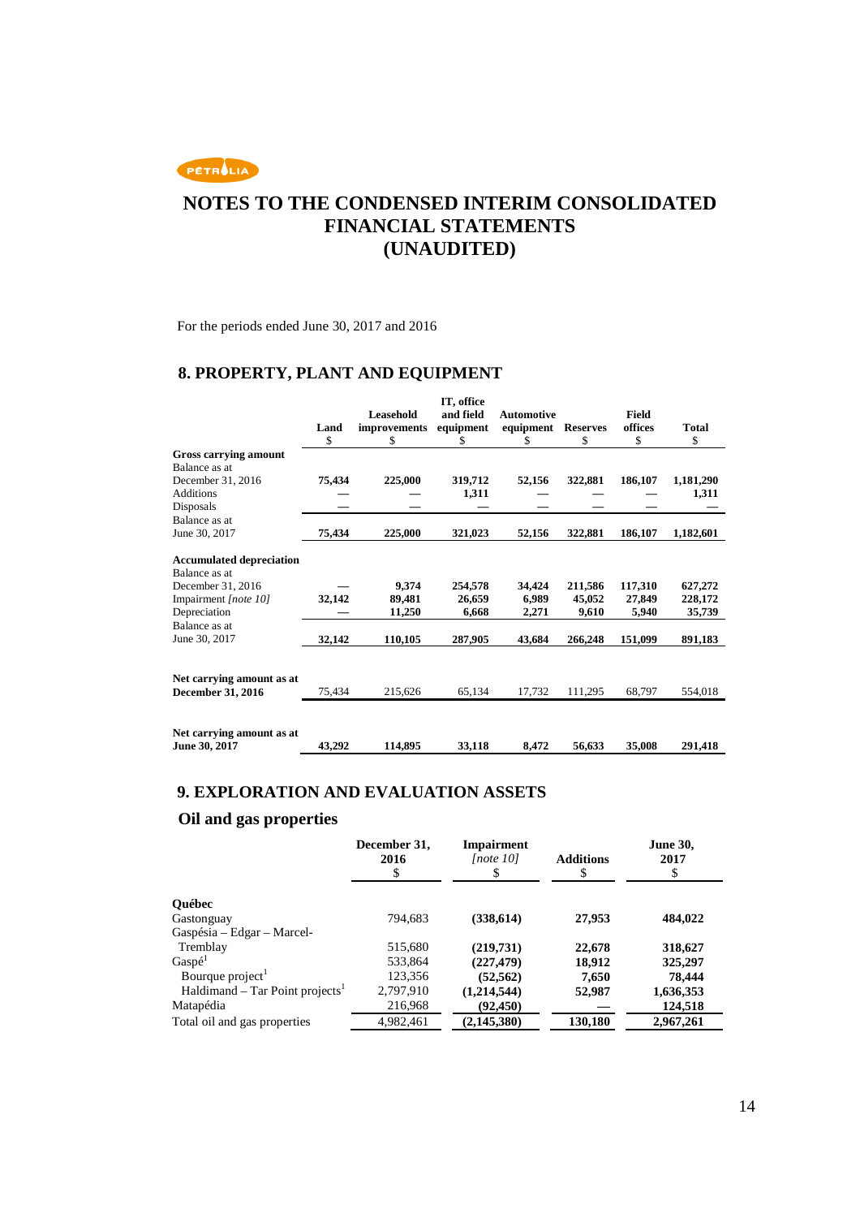# NOTES TO THE CONDENSED INTERIM CONSOLIDATED FINANCIAL STATEMENTS (UNAUDITED)

For the periods ended June 30, 2017 and 2016

## 8. PROPERTY, PLANT AND EQUIPMENT

| | Land<br>$ | Leasehold improvements<br>$ | IT, office and field equipment<br>$ | Automotive equipment<br>$ | Reserves<br>$ | Field offices<br>$ | Total<br>$ |
|---|---|---|---|---|---|---|---|
| **Gross carrying amount** | | | | | | | |
| Balance as at December 31, 2016 | **75,434** | **225,000** | **319,712** | **52,156** | **322,881** | **186,107** | **1,181,290** |
| Additions | — | — | **1,311** | — | — | — | **1,311** |
| Disposals | — | — | — | — | — | — | — |
| Balance as at June 30, 2017 | **75,434** | **225,000** | **321,023** | **52,156** | **322,881** | **186,107** | **1,182,601** |
| **Accumulated depreciation** | | | | | | | |
| Balance as at December 31, 2016 | — | **9,374** | **254,578** | **34,424** | **211,586** | **117,310** | **627,272** |
| Impairment *[note 10]* | **32,142** | **89,481** | **26,659** | **6,989** | **45,052** | **27,849** | **228,172** |
| Depreciation | — | **11,250** | **6,668** | **2,271** | **9,610** | **5,940** | **35,739** |
| Balance as at June 30, 2017 | **32,142** | **110,105** | **287,905** | **43,684** | **266,248** | **151,099** | **891,183** |
| **Net carrying amount as at December 31, 2016** | 75,434 | 215,626 | 65,134 | 17,732 | 111,295 | 68,797 | 554,018 |
| **Net carrying amount as at June 30, 2017** | **43,292** | **114,895** | **33,118** | **8,472** | **56,633** | **35,008** | **291,418** |

## 9. EXPLORATION AND EVALUATION ASSETS

### Oil and gas properties

| | December 31, 2016<br>$ | Impairment *[note 10]*<br>$ | Additions<br>$ | June 30, 2017<br>$ |
|---|---|---|---|---|
| **Québec** | | | | |
| Gastonguay | 794,683 | **(338,614)** | **27,953** | **484,022** |
| Gaspésia – Edgar – Marcel-Tremblay | 515,680 | **(219,731)** | **22,678** | **318,627** |
| Gaspé[1] | 533,864 | **(227,479)** | **18,912** | **325,297** |
| Bourque project[1] | 123,356 | **(52,562)** | **7,650** | **78,444** |
| Haldimand – Tar Point projects[1] | 2,797,910 | **(1,214,544)** | **52,987** | **1,636,353** |
| Matapédia | 216,968 | **(92,450)** | — | **124,518** |
| Total oil and gas properties | 4,982,461 | **(2,145,380)** | **130,180** | **2,967,261** |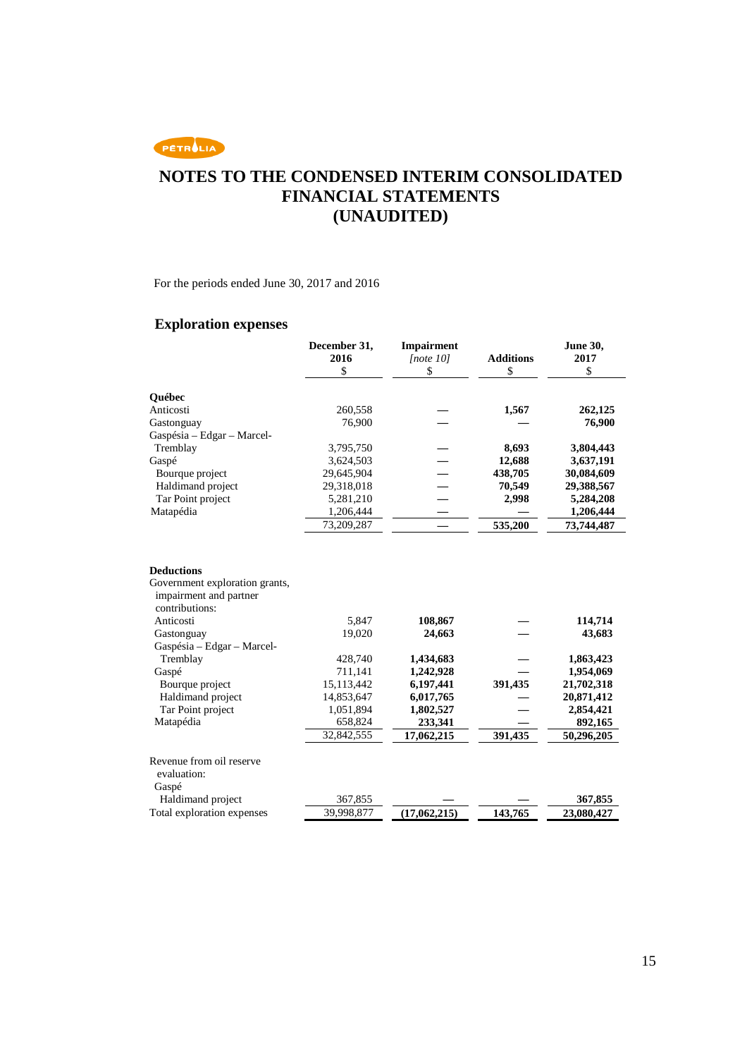PÉTROLIA

# NOTES TO THE CONDENSED INTERIM CONSOLIDATED FINANCIAL STATEMENTS (UNAUDITED)

For the periods ended June 30, 2017 and 2016

## Exploration expenses

| | December 31, 2016 $ | Impairment *[note 10]* $ | Additions $ | June 30, 2017 $ |
|---|---|---|---|---|
| **Québec** | | | | |
| Anticosti | 260,558 | — | **1,567** | **262,125** |
| Gastonguay | 76,900 | — | — | **76,900** |
| Gaspésia – Edgar – Marcel-Tremblay | 3,795,750 | — | **8,693** | **3,804,443** |
| Gaspé | 3,624,503 | — | **12,688** | **3,637,191** |
| Bourque project | 29,645,904 | — | **438,705** | **30,084,609** |
| Haldimand project | 29,318,018 | — | **70,549** | **29,388,567** |
| Tar Point project | 5,281,210 | — | **2,998** | **5,284,208** |
| Matapédia | 1,206,444 | — | — | **1,206,444** |
| | 73,209,287 | — | **535,200** | **73,744,487** |
| | | | | |
| **Deductions** | | | | |
| Government exploration grants, impairment and partner contributions: | | | | |
| Anticosti | 5,847 | **108,867** | — | **114,714** |
| Gastonguay | 19,020 | **24,663** | — | **43,683** |
| Gaspésia – Edgar – Marcel-Tremblay | 428,740 | **1,434,683** | — | **1,863,423** |
| Gaspé | 711,141 | **1,242,928** | — | **1,954,069** |
| Bourque project | 15,113,442 | **6,197,441** | **391,435** | **21,702,318** |
| Haldimand project | 14,853,647 | **6,017,765** | — | **20,871,412** |
| Tar Point project | 1,051,894 | **1,802,527** | — | **2,854,421** |
| Matapédia | 658,824 | **233,341** | — | **892,165** |
| | 32,842,555 | **17,062,215** | **391,435** | **50,296,205** |
| | | | | |
| Revenue from oil reserve evaluation: | | | | |
| Gaspé | | | | |
| Haldimand project | 367,855 | — | — | **367,855** |
| Total exploration expenses | 39,998,877 | **(17,062,215)** | **143,765** | **23,080,427** |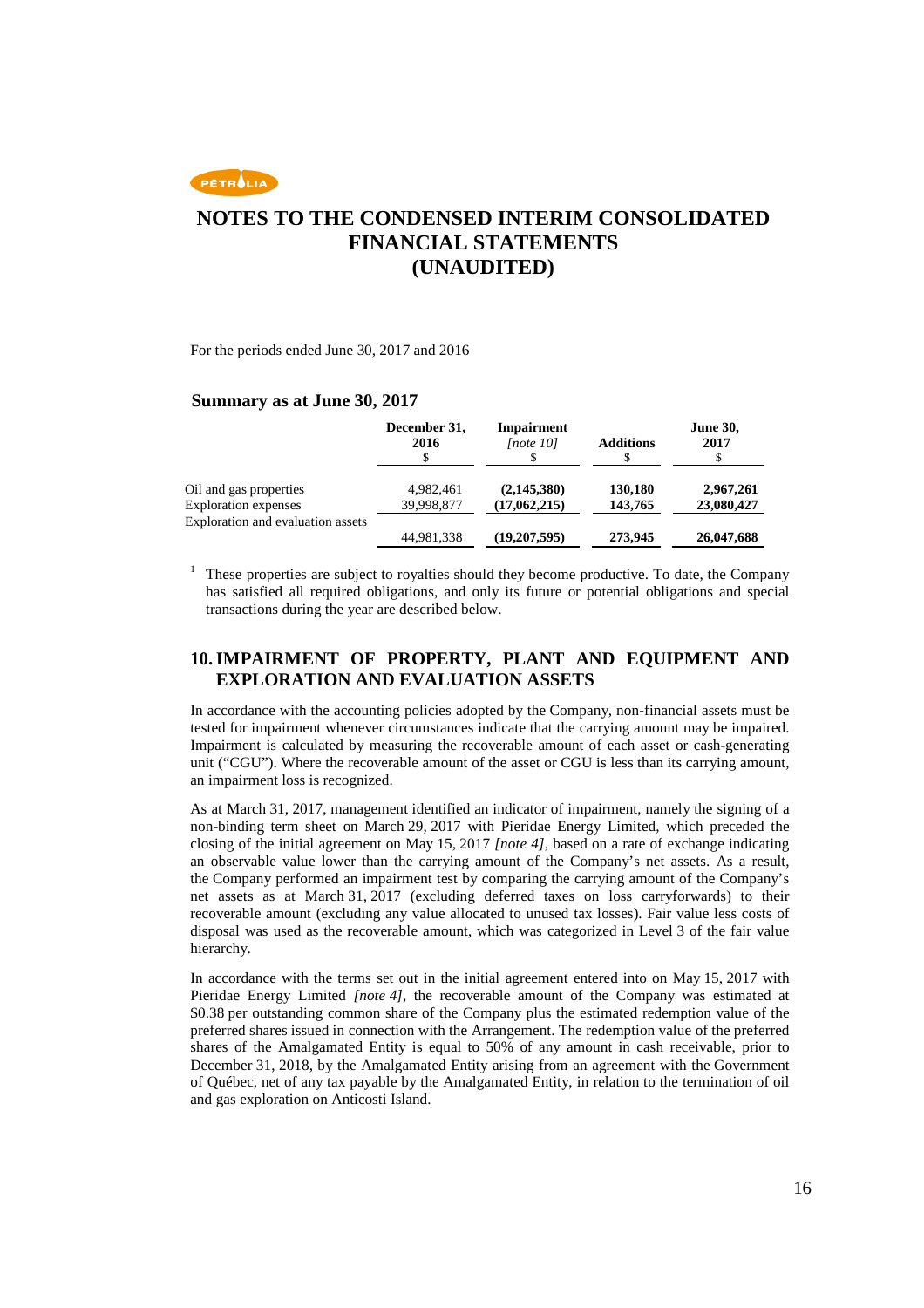# NOTES TO THE CONDENSED INTERIM CONSOLIDATED FINANCIAL STATEMENTS (UNAUDITED)

For the periods ended June 30, 2017 and 2016

### Summary as at June 30, 2017

| | December 31, 2016 $ | Impairment *[note 10]* $ | Additions $ | June 30, 2017 $ |
|---|---|---|---|---|
| Oil and gas properties | 4,982,461 | **(2,145,380)** | **130,180** | **2,967,261** |
| Exploration expenses | 39,998,877 | **(17,062,215)** | **143,765** | **23,080,427** |
| Exploration and evaluation assets | 44,981,338 | **(19,207,595)** | **273,945** | **26,047,688** |

[1] These properties are subject to royalties should they become productive. To date, the Company has satisfied all required obligations, and only its future or potential obligations and special transactions during the year are described below.

## 10. IMPAIRMENT OF PROPERTY, PLANT AND EQUIPMENT AND EXPLORATION AND EVALUATION ASSETS

In accordance with the accounting policies adopted by the Company, non-financial assets must be tested for impairment whenever circumstances indicate that the carrying amount may be impaired. Impairment is calculated by measuring the recoverable amount of each asset or cash-generating unit ("CGU"). Where the recoverable amount of the asset or CGU is less than its carrying amount, an impairment loss is recognized.

As at March 31, 2017, management identified an indicator of impairment, namely the signing of a non-binding term sheet on March 29, 2017 with Pieridae Energy Limited, which preceded the closing of the initial agreement on May 15, 2017 *[note 4]*, based on a rate of exchange indicating an observable value lower than the carrying amount of the Company's net assets. As a result, the Company performed an impairment test by comparing the carrying amount of the Company's net assets as at March 31, 2017 (excluding deferred taxes on loss carryforwards) to their recoverable amount (excluding any value allocated to unused tax losses). Fair value less costs of disposal was used as the recoverable amount, which was categorized in Level 3 of the fair value hierarchy.

In accordance with the terms set out in the initial agreement entered into on May 15, 2017 with Pieridae Energy Limited *[note 4]*, the recoverable amount of the Company was estimated at $0.38 per outstanding common share of the Company plus the estimated redemption value of the preferred shares issued in connection with the Arrangement. The redemption value of the preferred shares of the Amalgamated Entity is equal to 50% of any amount in cash receivable, prior to December 31, 2018, by the Amalgamated Entity arising from an agreement with the Government of Québec, net of any tax payable by the Amalgamated Entity, in relation to the termination of oil and gas exploration on Anticosti Island.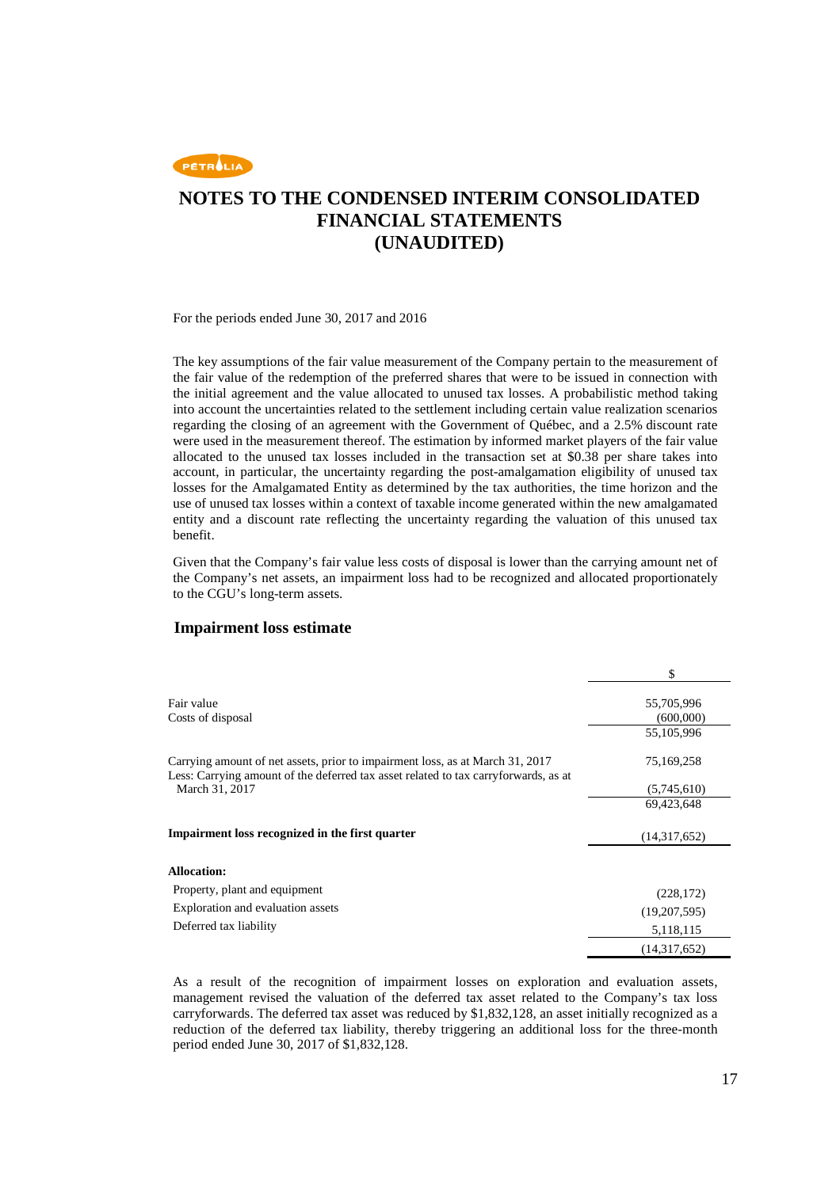# NOTES TO THE CONDENSED INTERIM CONSOLIDATED FINANCIAL STATEMENTS (UNAUDITED)

For the periods ended June 30, 2017 and 2016

The key assumptions of the fair value measurement of the Company pertain to the measurement of the fair value of the redemption of the preferred shares that were to be issued in connection with the initial agreement and the value allocated to unused tax losses. A probabilistic method taking into account the uncertainties related to the settlement including certain value realization scenarios regarding the closing of an agreement with the Government of Québec, and a 2.5% discount rate were used in the measurement thereof. The estimation by informed market players of the fair value allocated to the unused tax losses included in the transaction set at $0.38 per share takes into account, in particular, the uncertainty regarding the post-amalgamation eligibility of unused tax losses for the Amalgamated Entity as determined by the tax authorities, the time horizon and the use of unused tax losses within a context of taxable income generated within the new amalgamated entity and a discount rate reflecting the uncertainty regarding the valuation of this unused tax benefit.

Given that the Company's fair value less costs of disposal is lower than the carrying amount net of the Company's net assets, an impairment loss had to be recognized and allocated proportionately to the CGU's long-term assets.

## Impairment loss estimate

| | $ |
|---|---|
| Fair value | 55,705,996 |
| Costs of disposal | (600,000) |
| | 55,105,996 |
| Carrying amount of net assets, prior to impairment loss, as at March 31, 2017 | 75,169,258 |
| Less: Carrying amount of the deferred tax asset related to tax carryforwards, as at March 31, 2017 | (5,745,610) |
| | 69,423,648 |
| **Impairment loss recognized in the first quarter** | (14,317,652) |
| **Allocation:** | |
| Property, plant and equipment | (228,172) |
| Exploration and evaluation assets | (19,207,595) |
| Deferred tax liability | 5,118,115 |
| | (14,317,652) |

As a result of the recognition of impairment losses on exploration and evaluation assets, management revised the valuation of the deferred tax asset related to the Company's tax loss carryforwards. The deferred tax asset was reduced by $1,832,128, an asset initially recognized as a reduction of the deferred tax liability, thereby triggering an additional loss for the three-month period ended June 30, 2017 of $1,832,128.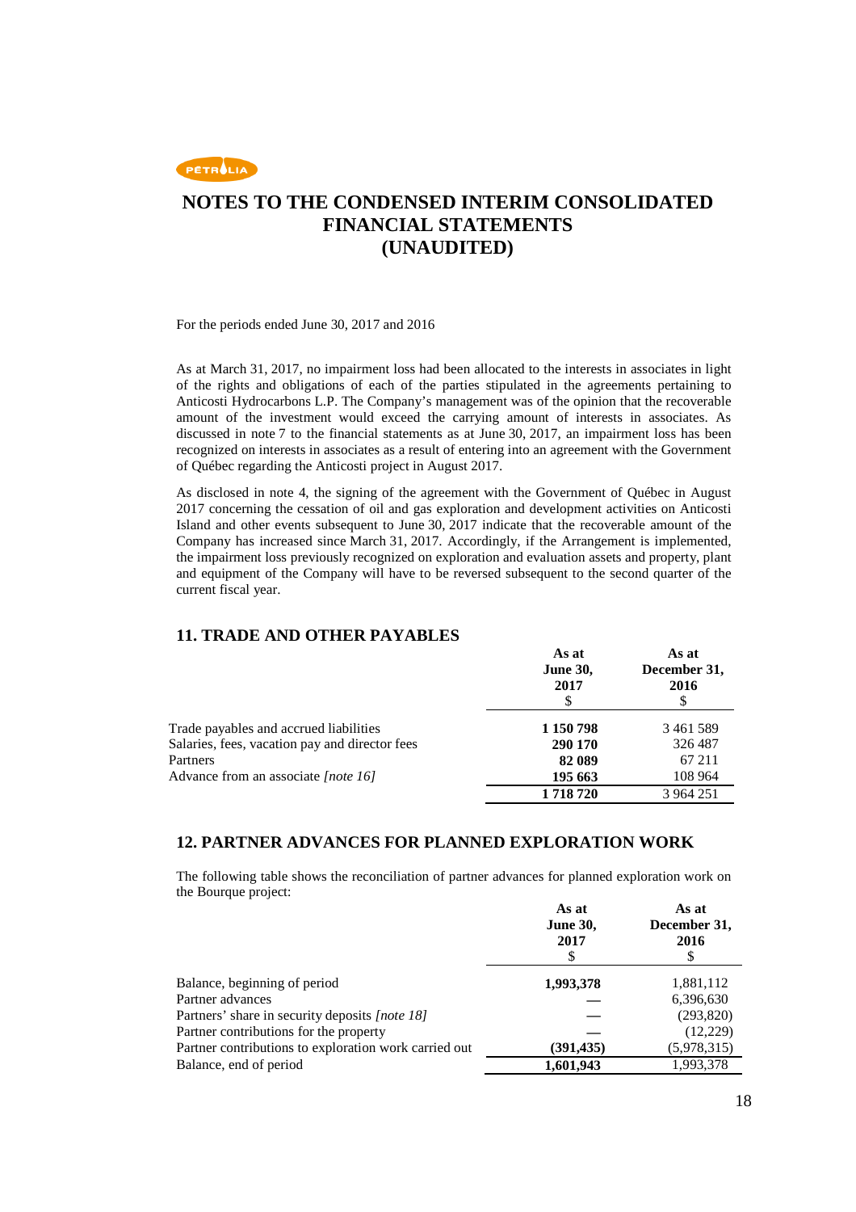# NOTES TO THE CONDENSED INTERIM CONSOLIDATED FINANCIAL STATEMENTS (UNAUDITED)

For the periods ended June 30, 2017 and 2016

As at March 31, 2017, no impairment loss had been allocated to the interests in associates in light of the rights and obligations of each of the parties stipulated in the agreements pertaining to Anticosti Hydrocarbons L.P. The Company's management was of the opinion that the recoverable amount of the investment would exceed the carrying amount of interests in associates. As discussed in note 7 to the financial statements as at June 30, 2017, an impairment loss has been recognized on interests in associates as a result of entering into an agreement with the Government of Québec regarding the Anticosti project in August 2017.

As disclosed in note 4, the signing of the agreement with the Government of Québec in August 2017 concerning the cessation of oil and gas exploration and development activities on Anticosti Island and other events subsequent to June 30, 2017 indicate that the recoverable amount of the Company has increased since March 31, 2017. Accordingly, if the Arrangement is implemented, the impairment loss previously recognized on exploration and evaluation assets and property, plant and equipment of the Company will have to be reversed subsequent to the second quarter of the current fiscal year.

## 11. TRADE AND OTHER PAYABLES

| | **As at June 30, 2017** $ | **As at December 31, 2016** $ |
|---|---|---|
| Trade payables and accrued liabilities | **1 150 798** | 3 461 589 |
| Salaries, fees, vacation pay and director fees | **290 170** | 326 487 |
| Partners | **82 089** | 67 211 |
| Advance from an associate *[note 16]* | **195 663** | 108 964 |
| | **1 718 720** | 3 964 251 |

## 12. PARTNER ADVANCES FOR PLANNED EXPLORATION WORK

The following table shows the reconciliation of partner advances for planned exploration work on the Bourque project:

| | **As at June 30, 2017** $ | **As at December 31, 2016** $ |
|---|---|---|
| Balance, beginning of period | **1,993,378** | 1,881,112 |
| Partner advances | — | 6,396,630 |
| Partners' share in security deposits *[note 18]* | — | (293,820) |
| Partner contributions for the property | — | (12,229) |
| Partner contributions to exploration work carried out | **(391,435)** | (5,978,315) |
| Balance, end of period | **1,601,943** | 1,993,378 |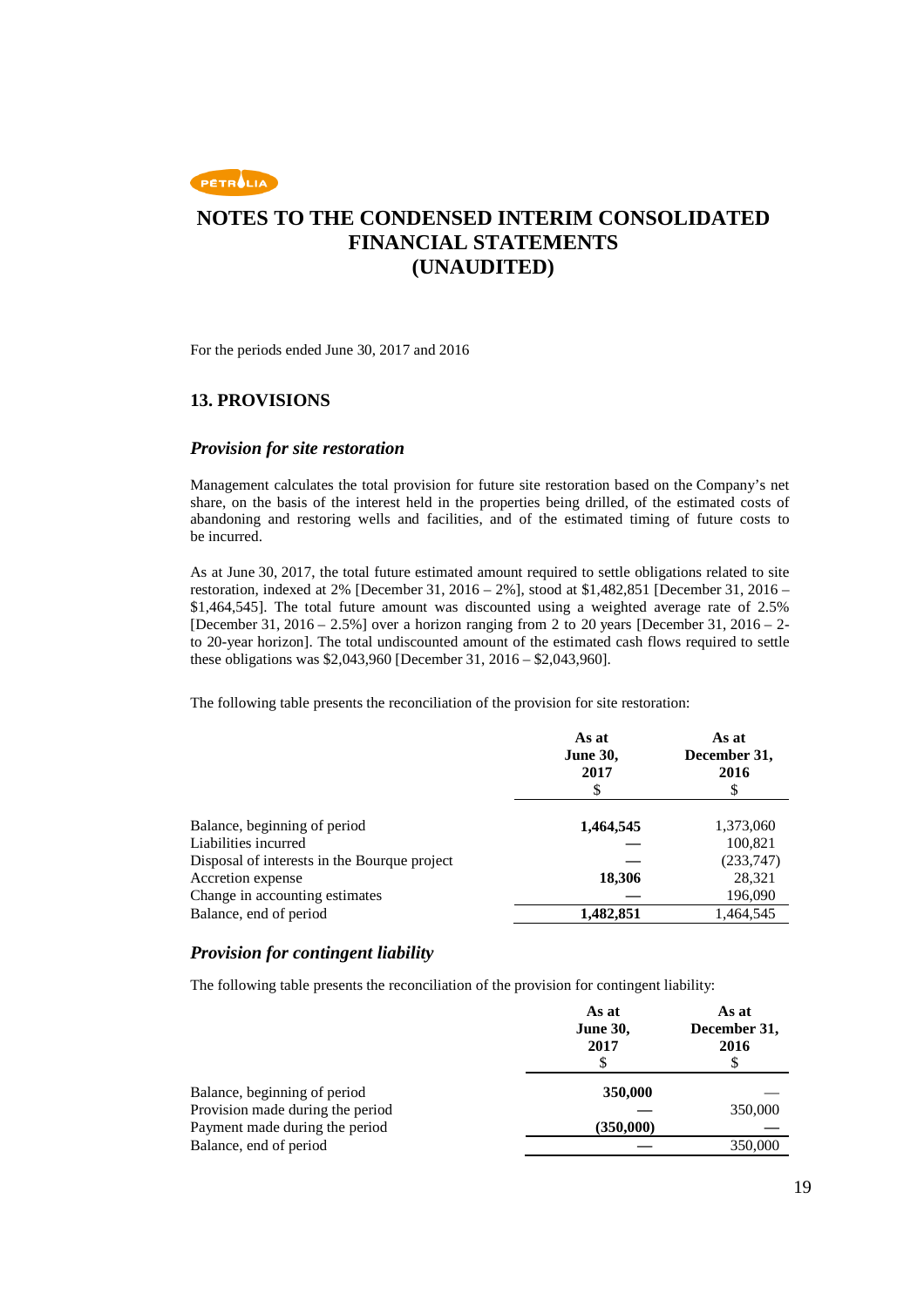# NOTES TO THE CONDENSED INTERIM CONSOLIDATED FINANCIAL STATEMENTS (UNAUDITED)

For the periods ended June 30, 2017 and 2016

## 13. PROVISIONS

### *Provision for site restoration*

Management calculates the total provision for future site restoration based on the Company's net share, on the basis of the interest held in the properties being drilled, of the estimated costs of abandoning and restoring wells and facilities, and of the estimated timing of future costs to be incurred.

As at June 30, 2017, the total future estimated amount required to settle obligations related to site restoration, indexed at 2% [December 31, 2016 – 2%], stood at $1,482,851 [December 31, 2016 – $1,464,545]. The total future amount was discounted using a weighted average rate of 2.5% [December 31, 2016 – 2.5%] over a horizon ranging from 2 to 20 years [December 31, 2016 – 2- to 20-year horizon]. The total undiscounted amount of the estimated cash flows required to settle these obligations was $2,043,960 [December 31, 2016 – $2,043,960].

The following table presents the reconciliation of the provision for site restoration:

| | **As at June 30, 2017** $ | **As at December 31, 2016** $ |
|---|---|---|
| Balance, beginning of period | **1,464,545** | 1,373,060 |
| Liabilities incurred | — | 100,821 |
| Disposal of interests in the Bourque project | — | (233,747) |
| Accretion expense | **18,306** | 28,321 |
| Change in accounting estimates | — | 196,090 |
| Balance, end of period | **1,482,851** | 1,464,545 |

### *Provision for contingent liability*

The following table presents the reconciliation of the provision for contingent liability:

| | **As at June 30, 2017** $ | **As at December 31, 2016** $ |
|---|---|---|
| Balance, beginning of period | **350,000** | — |
| Provision made during the period | — | 350,000 |
| Payment made during the period | **(350,000)** | — |
| Balance, end of period | — | 350,000 |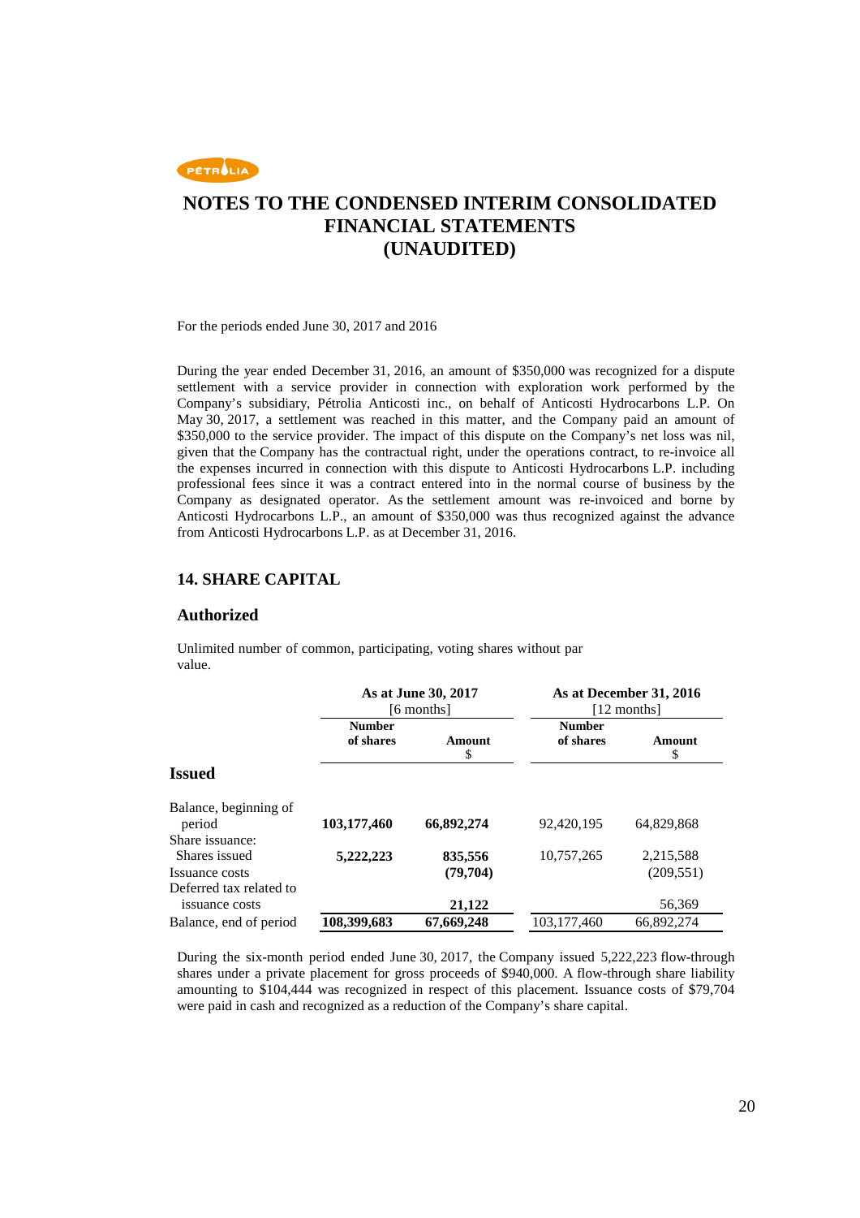# NOTES TO THE CONDENSED INTERIM CONSOLIDATED FINANCIAL STATEMENTS (UNAUDITED)

For the periods ended June 30, 2017 and 2016

During the year ended December 31, 2016, an amount of $350,000 was recognized for a dispute settlement with a service provider in connection with exploration work performed by the Company's subsidiary, Pétrolia Anticosti inc., on behalf of Anticosti Hydrocarbons L.P. On May 30, 2017, a settlement was reached in this matter, and the Company paid an amount of $350,000 to the service provider. The impact of this dispute on the Company's net loss was nil, given that the Company has the contractual right, under the operations contract, to re-invoice all the expenses incurred in connection with this dispute to Anticosti Hydrocarbons L.P. including professional fees since it was a contract entered into in the normal course of business by the Company as designated operator. As the settlement amount was re-invoiced and borne by Anticosti Hydrocarbons L.P., an amount of $350,000 was thus recognized against the advance from Anticosti Hydrocarbons L.P. as at December 31, 2016.

## 14. SHARE CAPITAL

### Authorized

Unlimited number of common, participating, voting shares without par value.

| | As at June 30, 2017 [6 months] | | As at December 31, 2016 [12 months] | |
|---|---|---|---|---|
| | Number of shares | Amount $ | Number of shares | Amount $ |
| **Issued** | | | | |
| Balance, beginning of period | **103,177,460** | **66,892,274** | 92,420,195 | 64,829,868 |
| Share issuance: | | | | |
| Shares issued | **5,222,223** | **835,556** | 10,757,265 | 2,215,588 |
| Issuance costs | | **(79,704)** | | (209,551) |
| Deferred tax related to issuance costs | | **21,122** | | 56,369 |
| Balance, end of period | **108,399,683** | **67,669,248** | 103,177,460 | 66,892,274 |

During the six-month period ended June 30, 2017, the Company issued 5,222,223 flow-through shares under a private placement for gross proceeds of $940,000. A flow-through share liability amounting to $104,444 was recognized in respect of this placement. Issuance costs of $79,704 were paid in cash and recognized as a reduction of the Company's share capital.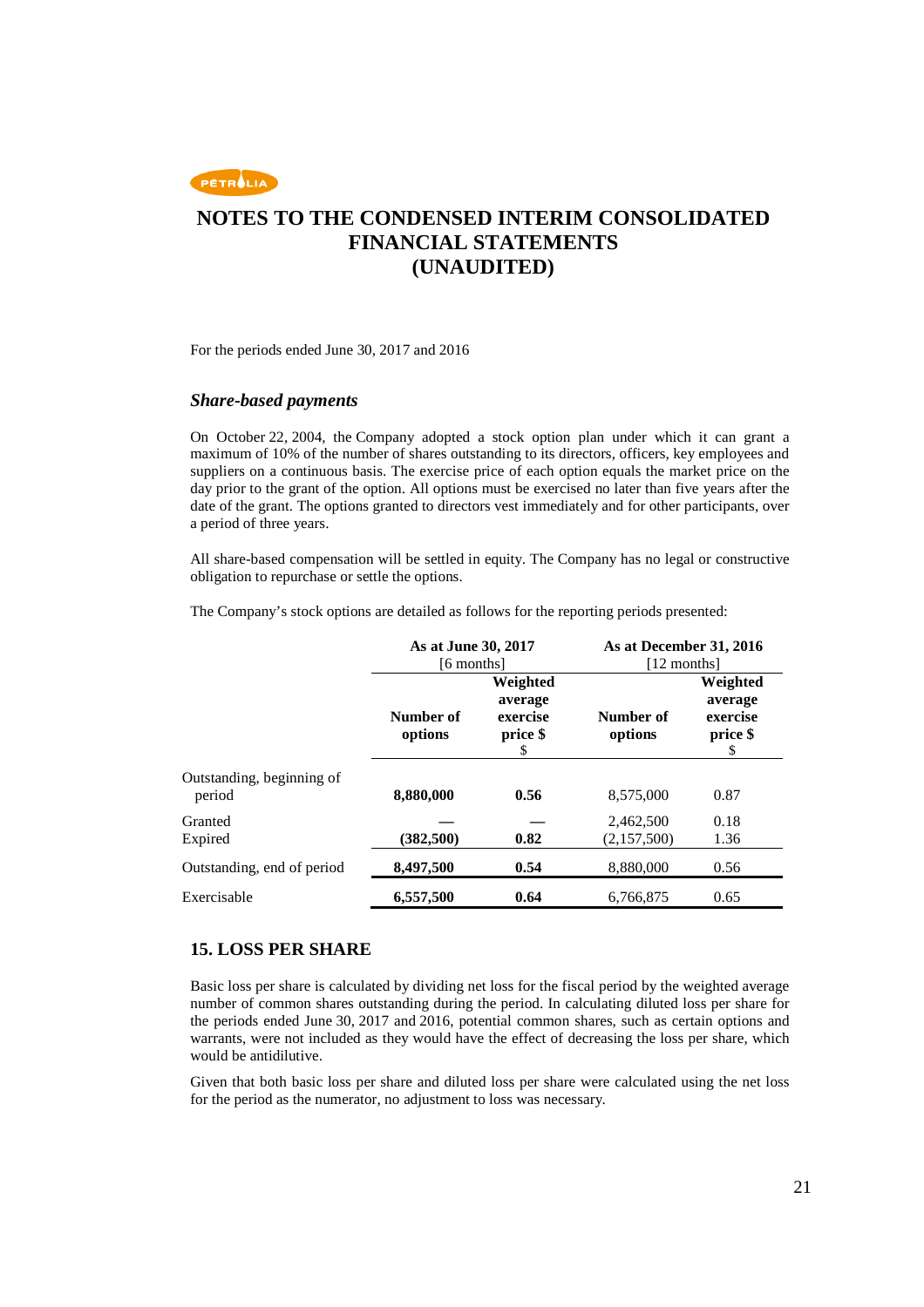# NOTES TO THE CONDENSED INTERIM CONSOLIDATED FINANCIAL STATEMENTS (UNAUDITED)

For the periods ended June 30, 2017 and 2016

### *Share-based payments*

On October 22, 2004, the Company adopted a stock option plan under which it can grant a maximum of 10% of the number of shares outstanding to its directors, officers, key employees and suppliers on a continuous basis. The exercise price of each option equals the market price on the day prior to the grant of the option. All options must be exercised no later than five years after the date of the grant. The options granted to directors vest immediately and for other participants, over a period of three years.

All share-based compensation will be settled in equity. The Company has no legal or constructive obligation to repurchase or settle the options.

The Company's stock options are detailed as follows for the reporting periods presented:

| | **As at June 30, 2017** [6 months] | | **As at December 31, 2016** [12 months] | |
|---|---|---|---|---|
| | **Number of options** | **Weighted average exercise price $** $ | **Number of options** | **Weighted average exercise price $** $ |
| Outstanding, beginning of period | **8,880,000** | **0.56** | 8,575,000 | 0.87 |
| Granted | — | — | 2,462,500 | 0.18 |
| Expired | **(382,500)** | **0.82** | (2,157,500) | 1.36 |
| Outstanding, end of period | **8,497,500** | **0.54** | 8,880,000 | 0.56 |
| Exercisable | **6,557,500** | **0.64** | 6,766,875 | 0.65 |

## 15. LOSS PER SHARE

Basic loss per share is calculated by dividing net loss for the fiscal period by the weighted average number of common shares outstanding during the period. In calculating diluted loss per share for the periods ended June 30, 2017 and 2016, potential common shares, such as certain options and warrants, were not included as they would have the effect of decreasing the loss per share, which would be antidilutive.

Given that both basic loss per share and diluted loss per share were calculated using the net loss for the period as the numerator, no adjustment to loss was necessary.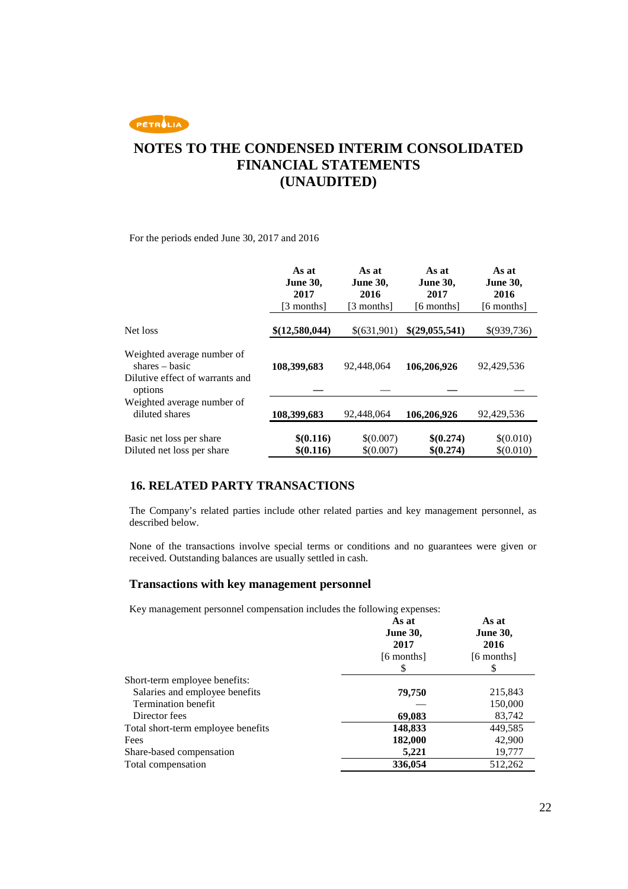# NOTES TO THE CONDENSED INTERIM CONSOLIDATED FINANCIAL STATEMENTS (UNAUDITED)

For the periods ended June 30, 2017 and 2016

| | As at June 30, 2017 [3 months] | As at June 30, 2016 [3 months] | As at June 30, 2017 [6 months] | As at June 30, 2016 [6 months] |
|---|---|---|---|---|
| Net loss | **$(12,580,044)** | $(631,901) | **$(29,055,541)** | $(939,736) |
| Weighted average number of shares – basic | **108,399,683** | 92,448,064 | **106,206,926** | 92,429,536 |
| Dilutive effect of warrants and options | **—** | — | **—** | — |
| Weighted average number of diluted shares | **108,399,683** | 92,448,064 | **106,206,926** | 92,429,536 |
| Basic net loss per share | **$(0.116)** | $(0.007) | **$(0.274)** | $(0.010) |
| Diluted net loss per share | **$(0.116)** | $(0.007) | **$(0.274)** | $(0.010) |

## 16. RELATED PARTY TRANSACTIONS

The Company's related parties include other related parties and key management personnel, as described below.

None of the transactions involve special terms or conditions and no guarantees were given or received. Outstanding balances are usually settled in cash.

### Transactions with key management personnel

Key management personnel compensation includes the following expenses:

| | As at June 30, 2017 [6 months] $ | As at June 30, 2016 [6 months] $ |
|---|---|---|
| Short-term employee benefits: | | |
| Salaries and employee benefits | **79,750** | 215,843 |
| Termination benefit | — | 150,000 |
| Director fees | **69,083** | 83,742 |
| Total short-term employee benefits | **148,833** | 449,585 |
| Fees | **182,000** | 42,900 |
| Share-based compensation | **5,221** | 19,777 |
| Total compensation | **336,054** | 512,262 |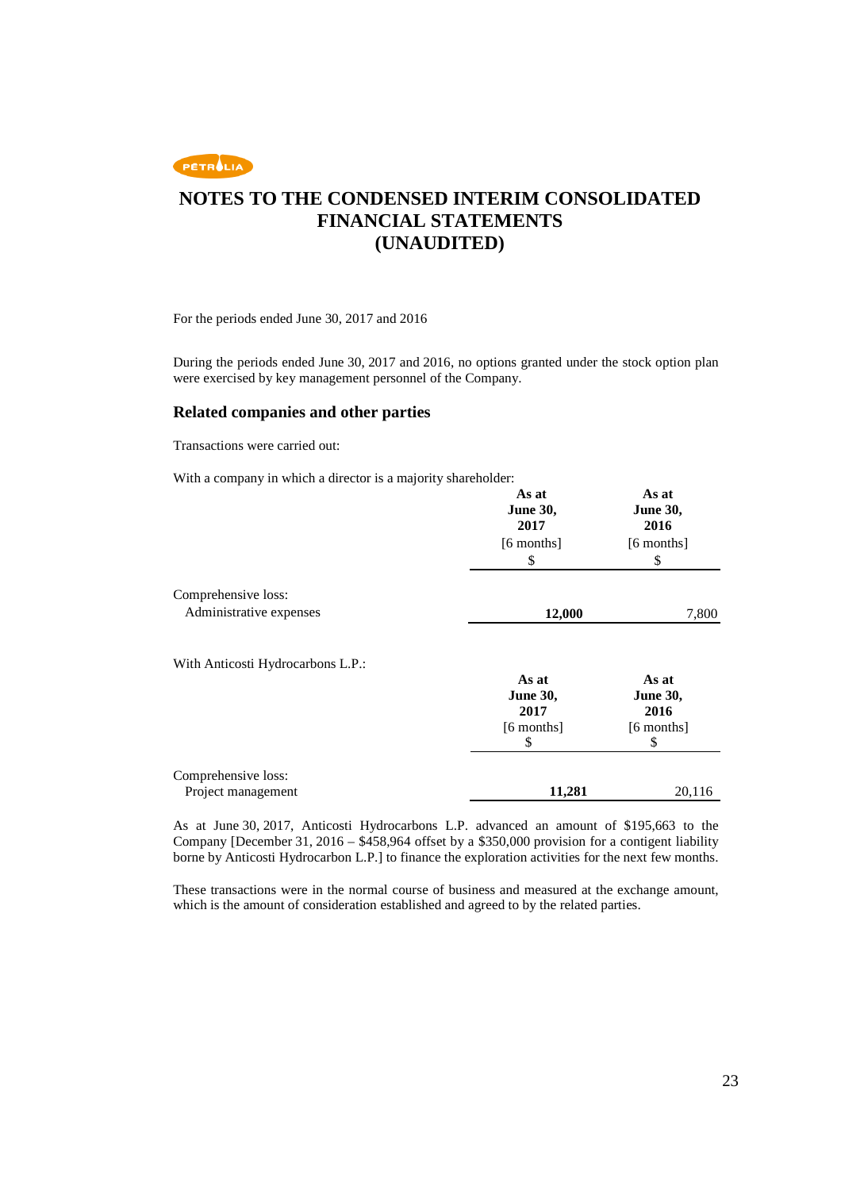# NOTES TO THE CONDENSED INTERIM CONSOLIDATED FINANCIAL STATEMENTS (UNAUDITED)

For the periods ended June 30, 2017 and 2016

During the periods ended June 30, 2017 and 2016, no options granted under the stock option plan were exercised by key management personnel of the Company.

## Related companies and other parties

Transactions were carried out:

With a company in which a director is a majority shareholder:

| | **As at June 30, 2017** [6 months] $ | **As at June 30, 2016** [6 months] $ |
|---|---|---|
| Comprehensive loss: | | |
| Administrative expenses | **12,000** | 7,800 |

With Anticosti Hydrocarbons L.P.:

| | **As at June 30, 2017** [6 months] $ | **As at June 30, 2016** [6 months] $ |
|---|---|---|
| Comprehensive loss: | | |
| Project management | **11,281** | 20,116 |

As at June 30, 2017, Anticosti Hydrocarbons L.P. advanced an amount of $195,663 to the Company [December 31, 2016 – $458,964 offset by a $350,000 provision for a contigent liability borne by Anticosti Hydrocarbon L.P.] to finance the exploration activities for the next few months.

These transactions were in the normal course of business and measured at the exchange amount, which is the amount of consideration established and agreed to by the related parties.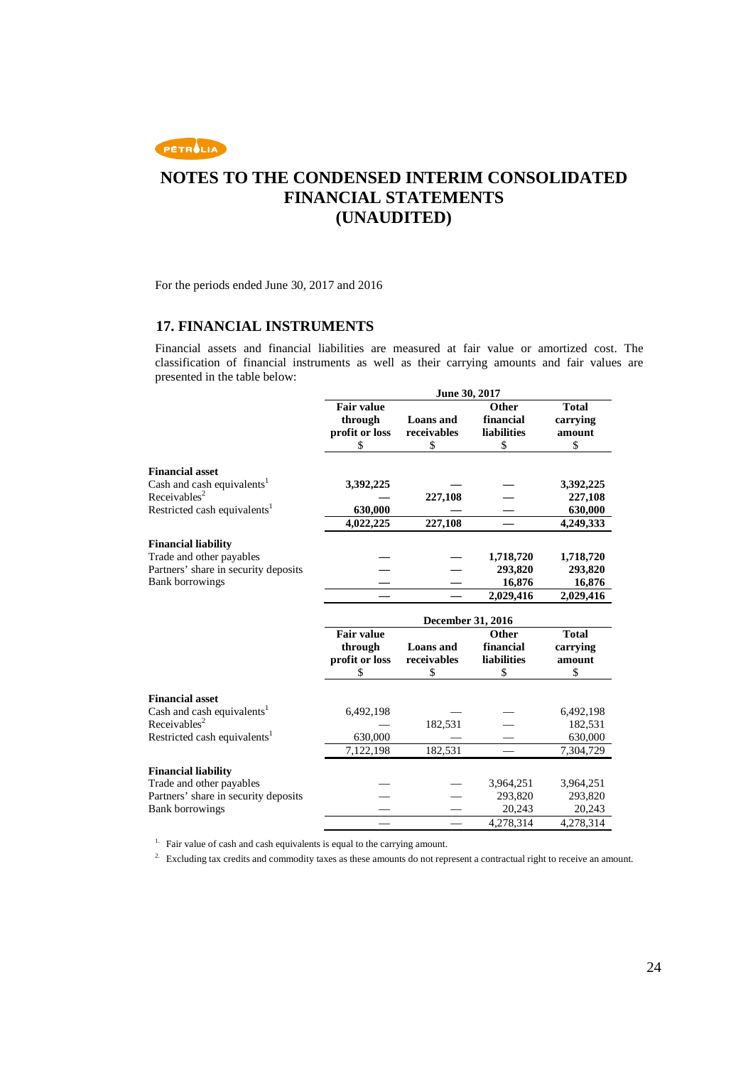# NOTES TO THE CONDENSED INTERIM CONSOLIDATED FINANCIAL STATEMENTS (UNAUDITED)

For the periods ended June 30, 2017 and 2016

## 17. FINANCIAL INSTRUMENTS

Financial assets and financial liabilities are measured at fair value or amortized cost. The classification of financial instruments as well as their carrying amounts and fair values are presented in the table below:

| | June 30, 2017 | | | |
|---|---|---|---|---|
| | **Fair value through profit or loss** | **Loans and receivables** | **Other financial liabilities** | **Total carrying amount** |
| | $ | $ | $ | $ |
| **Financial asset** | | | | |
| Cash and cash equivalents[1] | **3,392,225** | **—** | **—** | **3,392,225** |
| Receivables[2] | **—** | **227,108** | **—** | **227,108** |
| Restricted cash equivalents[1] | **630,000** | **—** | **—** | **630,000** |
| | **4,022,225** | **227,108** | **—** | **4,249,333** |
| **Financial liability** | | | | |
| Trade and other payables | **—** | **—** | **1,718,720** | **1,718,720** |
| Partners' share in security deposits | **—** | **—** | **293,820** | **293,820** |
| Bank borrowings | **—** | **—** | **16,876** | **16,876** |
| | **—** | **—** | **2,029,416** | **2,029,416** |

| | December 31, 2016 | | | |
|---|---|---|---|---|
| | **Fair value through profit or loss** | **Loans and receivables** | **Other financial liabilities** | **Total carrying amount** |
| | $ | $ | $ | $ |
| **Financial asset** | | | | |
| Cash and cash equivalents[1] | 6,492,198 | — | — | 6,492,198 |
| Receivables[2] | — | 182,531 | — | 182,531 |
| Restricted cash equivalents[1] | 630,000 | — | — | 630,000 |
| | 7,122,198 | 182,531 | — | 7,304,729 |
| **Financial liability** | | | | |
| Trade and other payables | — | — | 3,964,251 | 3,964,251 |
| Partners' share in security deposits | — | — | 293,820 | 293,820 |
| Bank borrowings | — | — | 20,243 | 20,243 |
| | — | — | 4,278,314 | 4,278,314 |

1. Fair value of cash and cash equivalents is equal to the carrying amount.
2. Excluding tax credits and commodity taxes as these amounts do not represent a contractual right to receive an amount.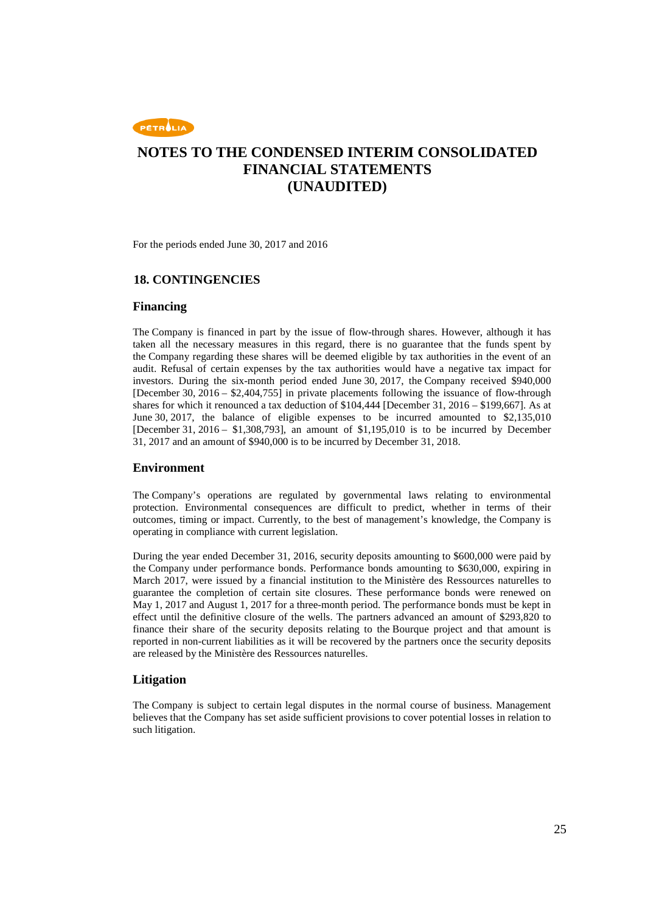# NOTES TO THE CONDENSED INTERIM CONSOLIDATED FINANCIAL STATEMENTS (UNAUDITED)

For the periods ended June 30, 2017 and 2016

## 18. CONTINGENCIES

### Financing

The Company is financed in part by the issue of flow-through shares. However, although it has taken all the necessary measures in this regard, there is no guarantee that the funds spent by the Company regarding these shares will be deemed eligible by tax authorities in the event of an audit. Refusal of certain expenses by the tax authorities would have a negative tax impact for investors. During the six-month period ended June 30, 2017, the Company received $940,000 [December 30, 2016 – $2,404,755] in private placements following the issuance of flow-through shares for which it renounced a tax deduction of $104,444 [December 31, 2016 – $199,667]. As at June 30, 2017, the balance of eligible expenses to be incurred amounted to $2,135,010 [December 31, 2016 – $1,308,793], an amount of $1,195,010 is to be incurred by December 31, 2017 and an amount of $940,000 is to be incurred by December 31, 2018.

### Environment

The Company's operations are regulated by governmental laws relating to environmental protection. Environmental consequences are difficult to predict, whether in terms of their outcomes, timing or impact. Currently, to the best of management's knowledge, the Company is operating in compliance with current legislation.

During the year ended December 31, 2016, security deposits amounting to $600,000 were paid by the Company under performance bonds. Performance bonds amounting to $630,000, expiring in March 2017, were issued by a financial institution to the Ministère des Ressources naturelles to guarantee the completion of certain site closures. These performance bonds were renewed on May 1, 2017 and August 1, 2017 for a three-month period. The performance bonds must be kept in effect until the definitive closure of the wells. The partners advanced an amount of $293,820 to finance their share of the security deposits relating to the Bourque project and that amount is reported in non-current liabilities as it will be recovered by the partners once the security deposits are released by the Ministère des Ressources naturelles.

### Litigation

The Company is subject to certain legal disputes in the normal course of business. Management believes that the Company has set aside sufficient provisions to cover potential losses in relation to such litigation.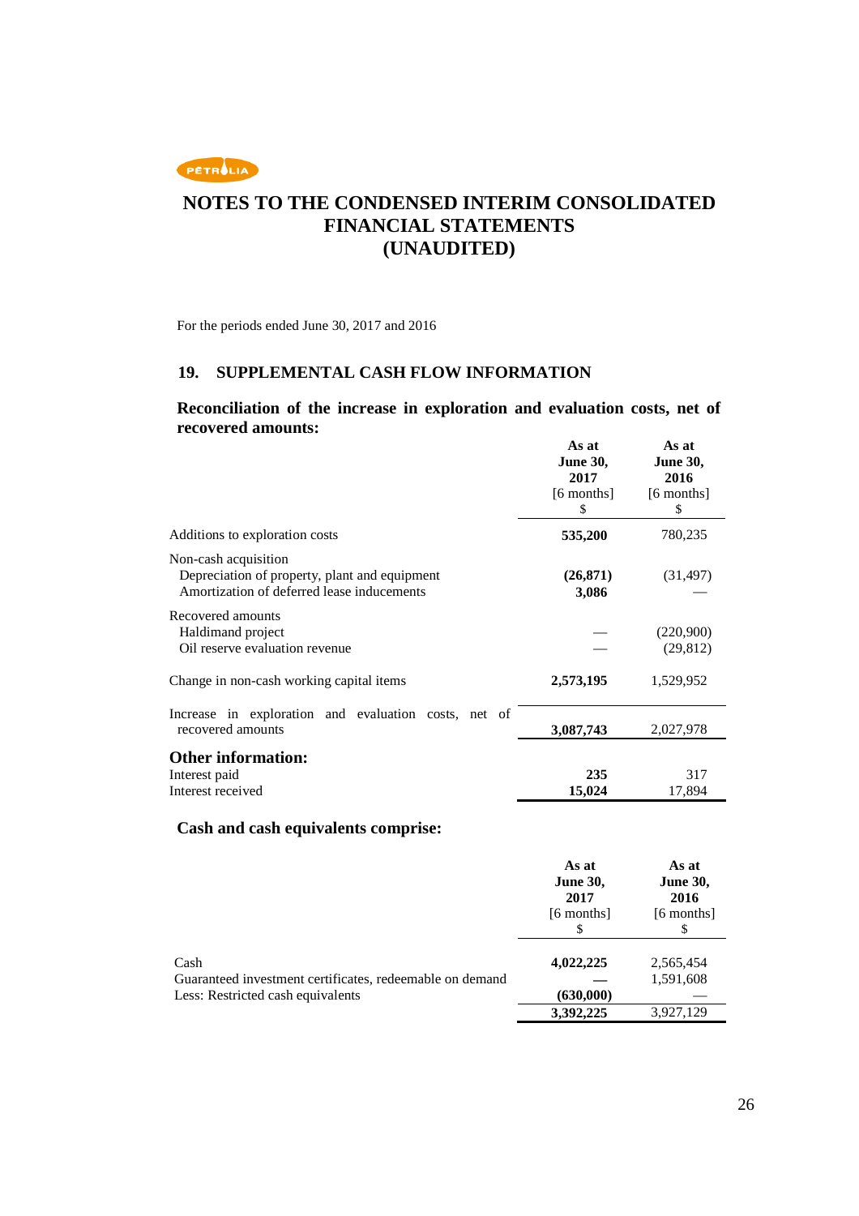# NOTES TO THE CONDENSED INTERIM CONSOLIDATED FINANCIAL STATEMENTS (UNAUDITED)

For the periods ended June 30, 2017 and 2016

## 19. SUPPLEMENTAL CASH FLOW INFORMATION

### Reconciliation of the increase in exploration and evaluation costs, net of recovered amounts:

| | As at June 30, 2017 [6 months] $ | As at June 30, 2016 [6 months] $ |
|---|---|---|
| Additions to exploration costs | **535,200** | 780,235 |
| Non-cash acquisition | | |
| Depreciation of property, plant and equipment | **(26,871)** | (31,497) |
| Amortization of deferred lease inducements | **3,086** | — |
| Recovered amounts | | |
| Haldimand project | — | (220,900) |
| Oil reserve evaluation revenue | — | (29,812) |
| Change in non-cash working capital items | **2,573,195** | 1,529,952 |
| Increase in exploration and evaluation costs, net of recovered amounts | **3,087,743** | 2,027,978 |
| **Other information:** | | |
| Interest paid | **235** | 317 |
| Interest received | **15,024** | 17,894 |

### Cash and cash equivalents comprise:

| | As at June 30, 2017 [6 months] $ | As at June 30, 2016 [6 months] $ |
|---|---|---|
| Cash | **4,022,225** | 2,565,454 |
| Guaranteed investment certificates, redeemable on demand | — | 1,591,608 |
| Less: Restricted cash equivalents | **(630,000)** | — |
| | **3,392,225** | 3,927,129 |